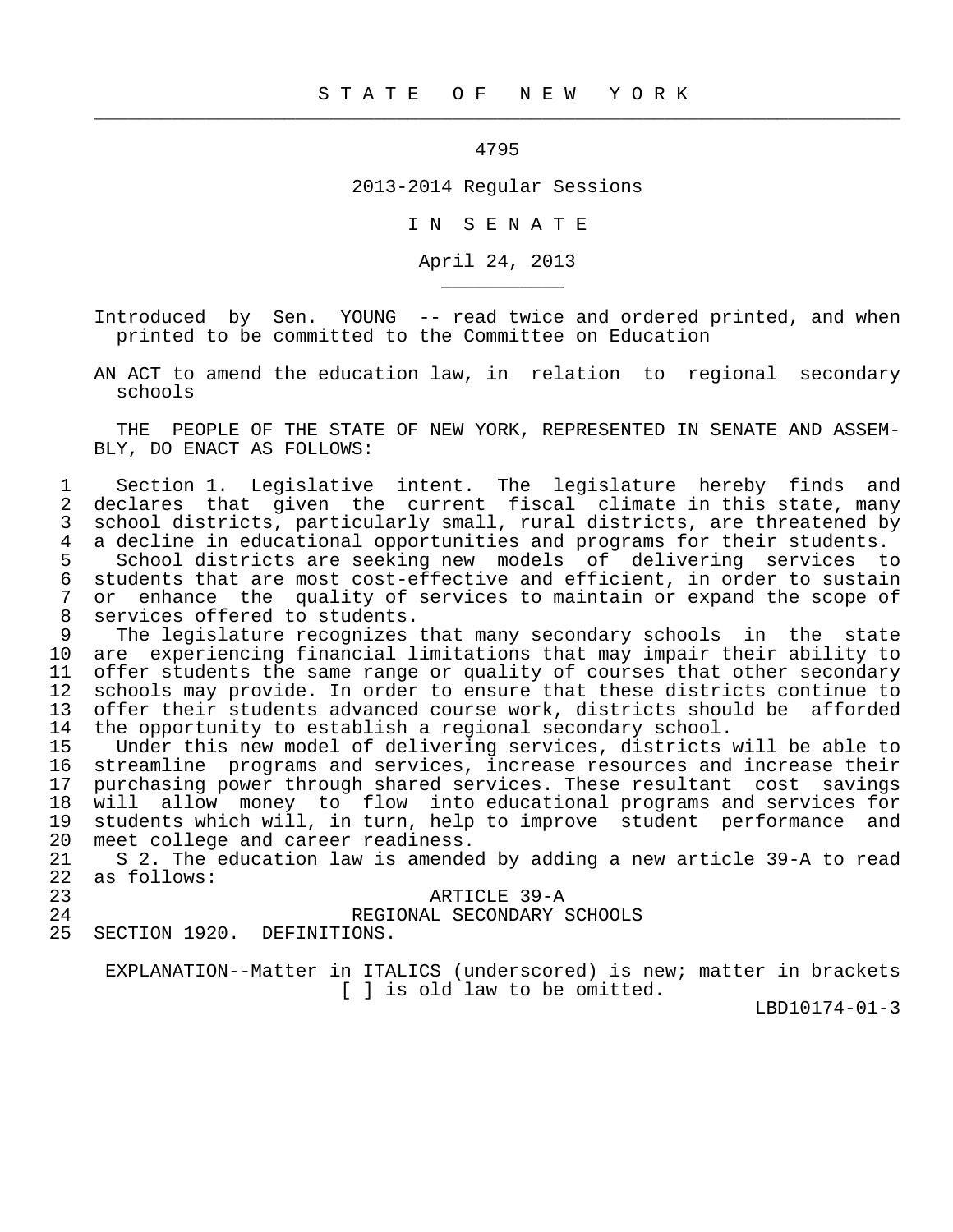# STATE OF NEW YORK

4795

2013-2014 Regular Sessions

IN SENATE

April 24, 2013

Introduced by Sen. YOUNG -- read twice and ordered printed, and when printed to be committed to the Committee on Education

AN ACT to amend the education law, in relation to regional secondary schools

THE PEOPLE OF THE STATE OF NEW YORK, REPRESENTED IN SENATE AND ASSEMBLY, DO ENACT AS FOLLOWS:

Section 1. Legislative intent. The legislature hereby finds and declares that given the current fiscal climate in this state, many school districts, particularly small, rural districts, are threatened by a decline in educational opportunities and programs for their students.

School districts are seeking new models of delivering services to students that are most cost-effective and efficient, in order to sustain or enhance the quality of services to maintain or expand the scope of services offered to students.

The legislature recognizes that many secondary schools in the state are experiencing financial limitations that may impair their ability to offer students the same range or quality of courses that other secondary schools may provide. In order to ensure that these districts continue to offer their students advanced course work, districts should be afforded the opportunity to establish a regional secondary school.

Under this new model of delivering services, districts will be able to streamline programs and services, increase resources and increase their purchasing power through shared services. These resultant cost savings will allow money to flow into educational programs and services for students which will, in turn, help to improve student performance and meet college and career readiness.

S 2. The education law is amended by adding a new article 39-A to read as follows:

ARTICLE 39-A

REGIONAL SECONDARY SCHOOLS

SECTION 1920. DEFINITIONS.

EXPLANATION--Matter in ITALICS (underscored) is new; matter in brackets [ ] is old law to be omitted.

LBD10174-01-3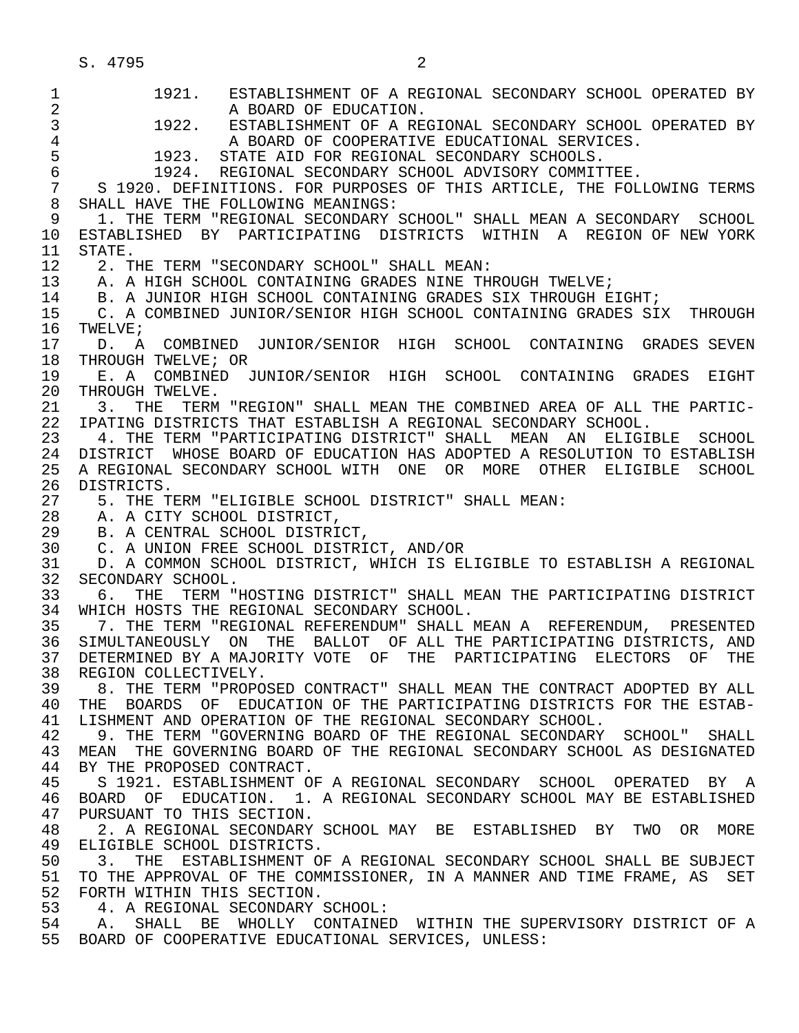1921. ESTABLISHMENT OF A REGIONAL SECONDARY SCHOOL OPERATED BY A BOARD OF EDUCATION.

1922. ESTABLISHMENT OF A REGIONAL SECONDARY SCHOOL OPERATED BY A BOARD OF COOPERATIVE EDUCATIONAL SERVICES.

1923. STATE AID FOR REGIONAL SECONDARY SCHOOLS.

1924. REGIONAL SECONDARY SCHOOL ADVISORY COMMITTEE.

S 1920. DEFINITIONS. FOR PURPOSES OF THIS ARTICLE, THE FOLLOWING TERMS SHALL HAVE THE FOLLOWING MEANINGS:

1. THE TERM "REGIONAL SECONDARY SCHOOL" SHALL MEAN A SECONDARY SCHOOL ESTABLISHED BY PARTICIPATING DISTRICTS WITHIN A REGION OF NEW YORK STATE.

2. THE TERM "SECONDARY SCHOOL" SHALL MEAN:

A. A HIGH SCHOOL CONTAINING GRADES NINE THROUGH TWELVE;

B. A JUNIOR HIGH SCHOOL CONTAINING GRADES SIX THROUGH EIGHT;

C. A COMBINED JUNIOR/SENIOR HIGH SCHOOL CONTAINING GRADES SIX THROUGH TWELVE;

D. A COMBINED JUNIOR/SENIOR HIGH SCHOOL CONTAINING GRADES SEVEN THROUGH TWELVE; OR

E. A COMBINED JUNIOR/SENIOR HIGH SCHOOL CONTAINING GRADES EIGHT THROUGH TWELVE.

3. THE TERM "REGION" SHALL MEAN THE COMBINED AREA OF ALL THE PARTICIPATING DISTRICTS THAT ESTABLISH A REGIONAL SECONDARY SCHOOL.

4. THE TERM "PARTICIPATING DISTRICT" SHALL MEAN AN ELIGIBLE SCHOOL DISTRICT WHOSE BOARD OF EDUCATION HAS ADOPTED A RESOLUTION TO ESTABLISH A REGIONAL SECONDARY SCHOOL WITH ONE OR MORE OTHER ELIGIBLE SCHOOL DISTRICTS.

5. THE TERM "ELIGIBLE SCHOOL DISTRICT" SHALL MEAN:

A. A CITY SCHOOL DISTRICT,

B. A CENTRAL SCHOOL DISTRICT,

C. A UNION FREE SCHOOL DISTRICT, AND/OR

D. A COMMON SCHOOL DISTRICT, WHICH IS ELIGIBLE TO ESTABLISH A REGIONAL SECONDARY SCHOOL.

6. THE TERM "HOSTING DISTRICT" SHALL MEAN THE PARTICIPATING DISTRICT WHICH HOSTS THE REGIONAL SECONDARY SCHOOL.

7. THE TERM "REGIONAL REFERENDUM" SHALL MEAN A REFERENDUM, PRESENTED SIMULTANEOUSLY ON THE BALLOT OF ALL THE PARTICIPATING DISTRICTS, AND DETERMINED BY A MAJORITY VOTE OF THE PARTICIPATING ELECTORS OF THE REGION COLLECTIVELY.

8. THE TERM "PROPOSED CONTRACT" SHALL MEAN THE CONTRACT ADOPTED BY ALL THE BOARDS OF EDUCATION OF THE PARTICIPATING DISTRICTS FOR THE ESTABLISHMENT AND OPERATION OF THE REGIONAL SECONDARY SCHOOL.

9. THE TERM "GOVERNING BOARD OF THE REGIONAL SECONDARY SCHOOL" SHALL MEAN THE GOVERNING BOARD OF THE REGIONAL SECONDARY SCHOOL AS DESIGNATED BY THE PROPOSED CONTRACT.

S 1921. ESTABLISHMENT OF A REGIONAL SECONDARY SCHOOL OPERATED BY A BOARD OF EDUCATION. 1. A REGIONAL SECONDARY SCHOOL MAY BE ESTABLISHED PURSUANT TO THIS SECTION.

2. A REGIONAL SECONDARY SCHOOL MAY BE ESTABLISHED BY TWO OR MORE ELIGIBLE SCHOOL DISTRICTS.

3. THE ESTABLISHMENT OF A REGIONAL SECONDARY SCHOOL SHALL BE SUBJECT TO THE APPROVAL OF THE COMMISSIONER, IN A MANNER AND TIME FRAME, AS SET FORTH WITHIN THIS SECTION.

4. A REGIONAL SECONDARY SCHOOL:

A. SHALL BE WHOLLY CONTAINED WITHIN THE SUPERVISORY DISTRICT OF A BOARD OF COOPERATIVE EDUCATIONAL SERVICES, UNLESS: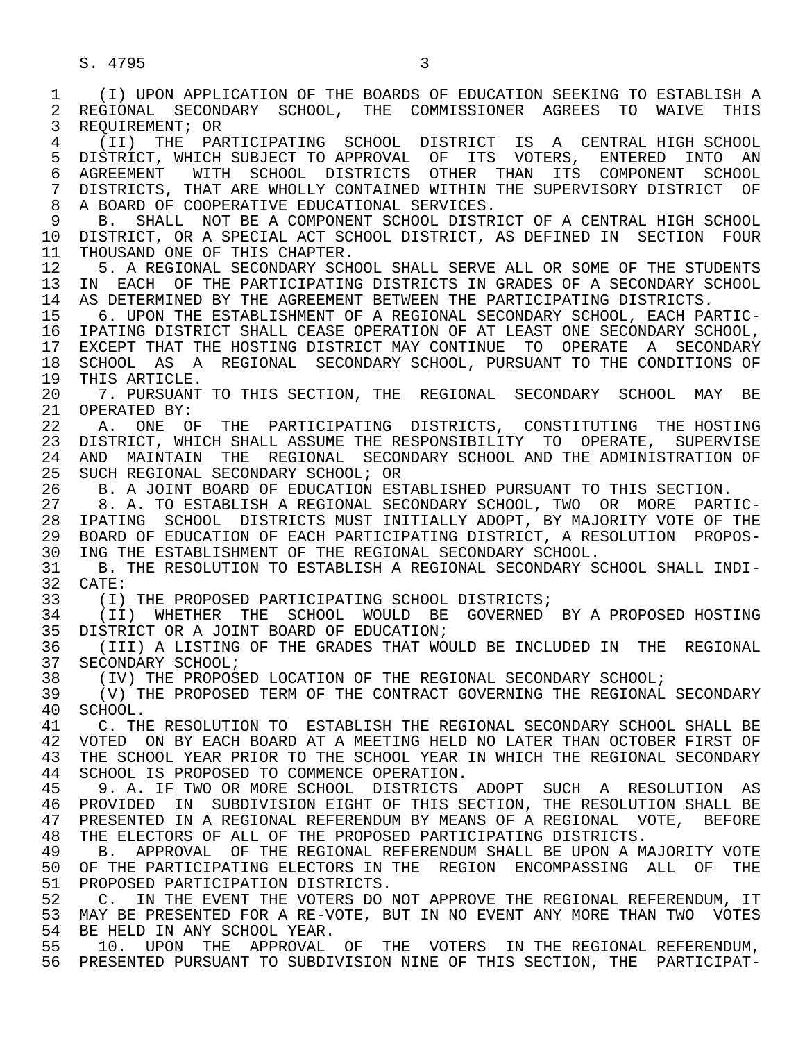(I) UPON APPLICATION OF THE BOARDS OF EDUCATION SEEKING TO ESTABLISH A REGIONAL SECONDARY SCHOOL, THE COMMISSIONER AGREES TO WAIVE THIS REQUIREMENT; OR

(II) THE PARTICIPATING SCHOOL DISTRICT IS A CENTRAL HIGH SCHOOL DISTRICT, WHICH SUBJECT TO APPROVAL OF ITS VOTERS, ENTERED INTO AN AGREEMENT WITH SCHOOL DISTRICTS OTHER THAN ITS COMPONENT SCHOOL DISTRICTS, THAT ARE WHOLLY CONTAINED WITHIN THE SUPERVISORY DISTRICT OF A BOARD OF COOPERATIVE EDUCATIONAL SERVICES.

B. SHALL NOT BE A COMPONENT SCHOOL DISTRICT OF A CENTRAL HIGH SCHOOL DISTRICT, OR A SPECIAL ACT SCHOOL DISTRICT, AS DEFINED IN SECTION FOUR THOUSAND ONE OF THIS CHAPTER.

5. A REGIONAL SECONDARY SCHOOL SHALL SERVE ALL OR SOME OF THE STUDENTS IN EACH OF THE PARTICIPATING DISTRICTS IN GRADES OF A SECONDARY SCHOOL AS DETERMINED BY THE AGREEMENT BETWEEN THE PARTICIPATING DISTRICTS.

6. UPON THE ESTABLISHMENT OF A REGIONAL SECONDARY SCHOOL, EACH PARTICIPATING DISTRICT SHALL CEASE OPERATION OF AT LEAST ONE SECONDARY SCHOOL, EXCEPT THAT THE HOSTING DISTRICT MAY CONTINUE TO OPERATE A SECONDARY SCHOOL AS A REGIONAL SECONDARY SCHOOL, PURSUANT TO THE CONDITIONS OF THIS ARTICLE.

7. PURSUANT TO THIS SECTION, THE REGIONAL SECONDARY SCHOOL MAY BE OPERATED BY:

A. ONE OF THE PARTICIPATING DISTRICTS, CONSTITUTING THE HOSTING DISTRICT, WHICH SHALL ASSUME THE RESPONSIBILITY TO OPERATE, SUPERVISE AND MAINTAIN THE REGIONAL SECONDARY SCHOOL AND THE ADMINISTRATION OF SUCH REGIONAL SECONDARY SCHOOL; OR

B. A JOINT BOARD OF EDUCATION ESTABLISHED PURSUANT TO THIS SECTION.

8. A. TO ESTABLISH A REGIONAL SECONDARY SCHOOL, TWO OR MORE PARTICIPATING SCHOOL DISTRICTS MUST INITIALLY ADOPT, BY MAJORITY VOTE OF THE BOARD OF EDUCATION OF EACH PARTICIPATING DISTRICT, A RESOLUTION PROPOSING THE ESTABLISHMENT OF THE REGIONAL SECONDARY SCHOOL.

B. THE RESOLUTION TO ESTABLISH A REGIONAL SECONDARY SCHOOL SHALL INDICATE:

(I) THE PROPOSED PARTICIPATING SCHOOL DISTRICTS;

(II) WHETHER THE SCHOOL WOULD BE GOVERNED BY A PROPOSED HOSTING DISTRICT OR A JOINT BOARD OF EDUCATION;

(III) A LISTING OF THE GRADES THAT WOULD BE INCLUDED IN THE REGIONAL SECONDARY SCHOOL;

(IV) THE PROPOSED LOCATION OF THE REGIONAL SECONDARY SCHOOL;

(V) THE PROPOSED TERM OF THE CONTRACT GOVERNING THE REGIONAL SECONDARY SCHOOL.

C. THE RESOLUTION TO ESTABLISH THE REGIONAL SECONDARY SCHOOL SHALL BE VOTED ON BY EACH BOARD AT A MEETING HELD NO LATER THAN OCTOBER FIRST OF THE SCHOOL YEAR PRIOR TO THE SCHOOL YEAR IN WHICH THE REGIONAL SECONDARY SCHOOL IS PROPOSED TO COMMENCE OPERATION.

9. A. IF TWO OR MORE SCHOOL DISTRICTS ADOPT SUCH A RESOLUTION AS PROVIDED IN SUBDIVISION EIGHT OF THIS SECTION, THE RESOLUTION SHALL BE PRESENTED IN A REGIONAL REFERENDUM BY MEANS OF A REGIONAL VOTE, BEFORE THE ELECTORS OF ALL OF THE PROPOSED PARTICIPATING DISTRICTS.

B. APPROVAL OF THE REGIONAL REFERENDUM SHALL BE UPON A MAJORITY VOTE OF THE PARTICIPATING ELECTORS IN THE REGION ENCOMPASSING ALL OF THE PROPOSED PARTICIPATION DISTRICTS.

C. IN THE EVENT THE VOTERS DO NOT APPROVE THE REGIONAL REFERENDUM, IT MAY BE PRESENTED FOR A RE-VOTE, BUT IN NO EVENT ANY MORE THAN TWO VOTES BE HELD IN ANY SCHOOL YEAR.

10. UPON THE APPROVAL OF THE VOTERS IN THE REGIONAL REFERENDUM, PRESENTED PURSUANT TO SUBDIVISION NINE OF THIS SECTION, THE PARTICIPAT-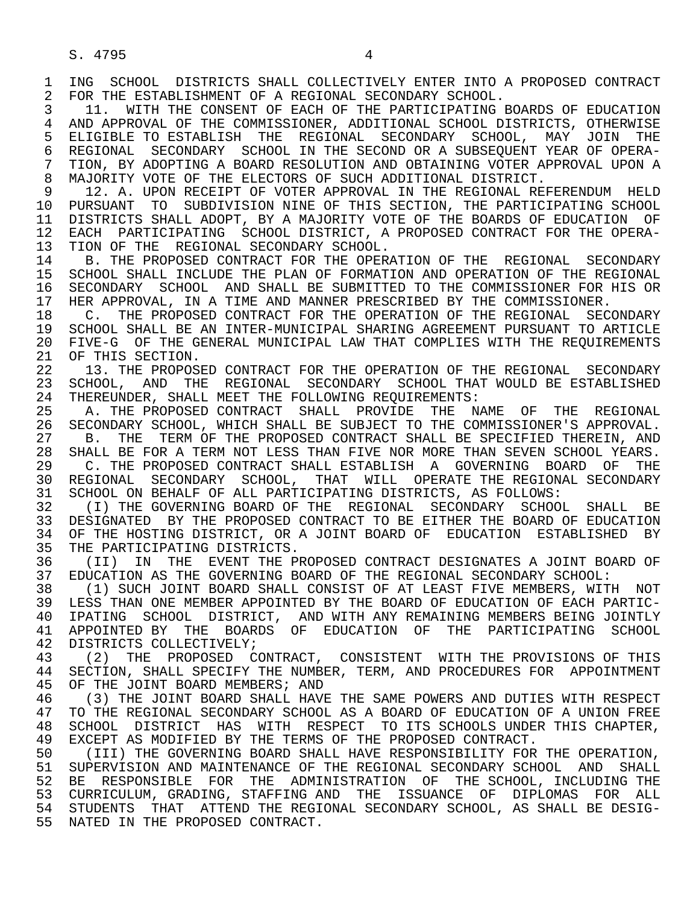ING SCHOOL DISTRICTS SHALL COLLECTIVELY ENTER INTO A PROPOSED CONTRACT FOR THE ESTABLISHMENT OF A REGIONAL SECONDARY SCHOOL.

11. WITH THE CONSENT OF EACH OF THE PARTICIPATING BOARDS OF EDUCATION AND APPROVAL OF THE COMMISSIONER, ADDITIONAL SCHOOL DISTRICTS, OTHERWISE ELIGIBLE TO ESTABLISH THE REGIONAL SECONDARY SCHOOL, MAY JOIN THE REGIONAL SECONDARY SCHOOL IN THE SECOND OR A SUBSEQUENT YEAR OF OPERATION, BY ADOPTING A BOARD RESOLUTION AND OBTAINING VOTER APPROVAL UPON A MAJORITY VOTE OF THE ELECTORS OF SUCH ADDITIONAL DISTRICT.

12. A. UPON RECEIPT OF VOTER APPROVAL IN THE REGIONAL REFERENDUM HELD PURSUANT TO SUBDIVISION NINE OF THIS SECTION, THE PARTICIPATING SCHOOL DISTRICTS SHALL ADOPT, BY A MAJORITY VOTE OF THE BOARDS OF EDUCATION OF EACH PARTICIPATING SCHOOL DISTRICT, A PROPOSED CONTRACT FOR THE OPERATION OF THE REGIONAL SECONDARY SCHOOL.

B. THE PROPOSED CONTRACT FOR THE OPERATION OF THE REGIONAL SECONDARY SCHOOL SHALL INCLUDE THE PLAN OF FORMATION AND OPERATION OF THE REGIONAL SECONDARY SCHOOL AND SHALL BE SUBMITTED TO THE COMMISSIONER FOR HIS OR HER APPROVAL, IN A TIME AND MANNER PRESCRIBED BY THE COMMISSIONER.

C. THE PROPOSED CONTRACT FOR THE OPERATION OF THE REGIONAL SECONDARY SCHOOL SHALL BE AN INTER-MUNICIPAL SHARING AGREEMENT PURSUANT TO ARTICLE FIVE-G OF THE GENERAL MUNICIPAL LAW THAT COMPLIES WITH THE REQUIREMENTS OF THIS SECTION.

13. THE PROPOSED CONTRACT FOR THE OPERATION OF THE REGIONAL SECONDARY SCHOOL, AND THE REGIONAL SECONDARY SCHOOL THAT WOULD BE ESTABLISHED THEREUNDER, SHALL MEET THE FOLLOWING REQUIREMENTS:

A. THE PROPOSED CONTRACT SHALL PROVIDE THE NAME OF THE REGIONAL SECONDARY SCHOOL, WHICH SHALL BE SUBJECT TO THE COMMISSIONER'S APPROVAL.

B. THE TERM OF THE PROPOSED CONTRACT SHALL BE SPECIFIED THEREIN, AND SHALL BE FOR A TERM NOT LESS THAN FIVE NOR MORE THAN SEVEN SCHOOL YEARS.

C. THE PROPOSED CONTRACT SHALL ESTABLISH A GOVERNING BOARD OF THE REGIONAL SECONDARY SCHOOL, THAT WILL OPERATE THE REGIONAL SECONDARY SCHOOL ON BEHALF OF ALL PARTICIPATING DISTRICTS, AS FOLLOWS:

(I) THE GOVERNING BOARD OF THE REGIONAL SECONDARY SCHOOL SHALL BE DESIGNATED BY THE PROPOSED CONTRACT TO BE EITHER THE BOARD OF EDUCATION OF THE HOSTING DISTRICT, OR A JOINT BOARD OF EDUCATION ESTABLISHED BY THE PARTICIPATING DISTRICTS.

(II) IN THE EVENT THE PROPOSED CONTRACT DESIGNATES A JOINT BOARD OF EDUCATION AS THE GOVERNING BOARD OF THE REGIONAL SECONDARY SCHOOL:

(1) SUCH JOINT BOARD SHALL CONSIST OF AT LEAST FIVE MEMBERS, WITH NOT LESS THAN ONE MEMBER APPOINTED BY THE BOARD OF EDUCATION OF EACH PARTICIPATING SCHOOL DISTRICT, AND WITH ANY REMAINING MEMBERS BEING JOINTLY APPOINTED BY THE BOARDS OF EDUCATION OF THE PARTICIPATING SCHOOL DISTRICTS COLLECTIVELY;

(2) THE PROPOSED CONTRACT, CONSISTENT WITH THE PROVISIONS OF THIS SECTION, SHALL SPECIFY THE NUMBER, TERM, AND PROCEDURES FOR APPOINTMENT OF THE JOINT BOARD MEMBERS; AND

(3) THE JOINT BOARD SHALL HAVE THE SAME POWERS AND DUTIES WITH RESPECT TO THE REGIONAL SECONDARY SCHOOL AS A BOARD OF EDUCATION OF A UNION FREE SCHOOL DISTRICT HAS WITH RESPECT TO ITS SCHOOLS UNDER THIS CHAPTER, EXCEPT AS MODIFIED BY THE TERMS OF THE PROPOSED CONTRACT.

(III) THE GOVERNING BOARD SHALL HAVE RESPONSIBILITY FOR THE OPERATION, SUPERVISION AND MAINTENANCE OF THE REGIONAL SECONDARY SCHOOL AND SHALL BE RESPONSIBLE FOR THE ADMINISTRATION OF THE SCHOOL, INCLUDING THE CURRICULUM, GRADING, STAFFING AND THE ISSUANCE OF DIPLOMAS FOR ALL STUDENTS THAT ATTEND THE REGIONAL SECONDARY SCHOOL, AS SHALL BE DESIGNATED IN THE PROPOSED CONTRACT.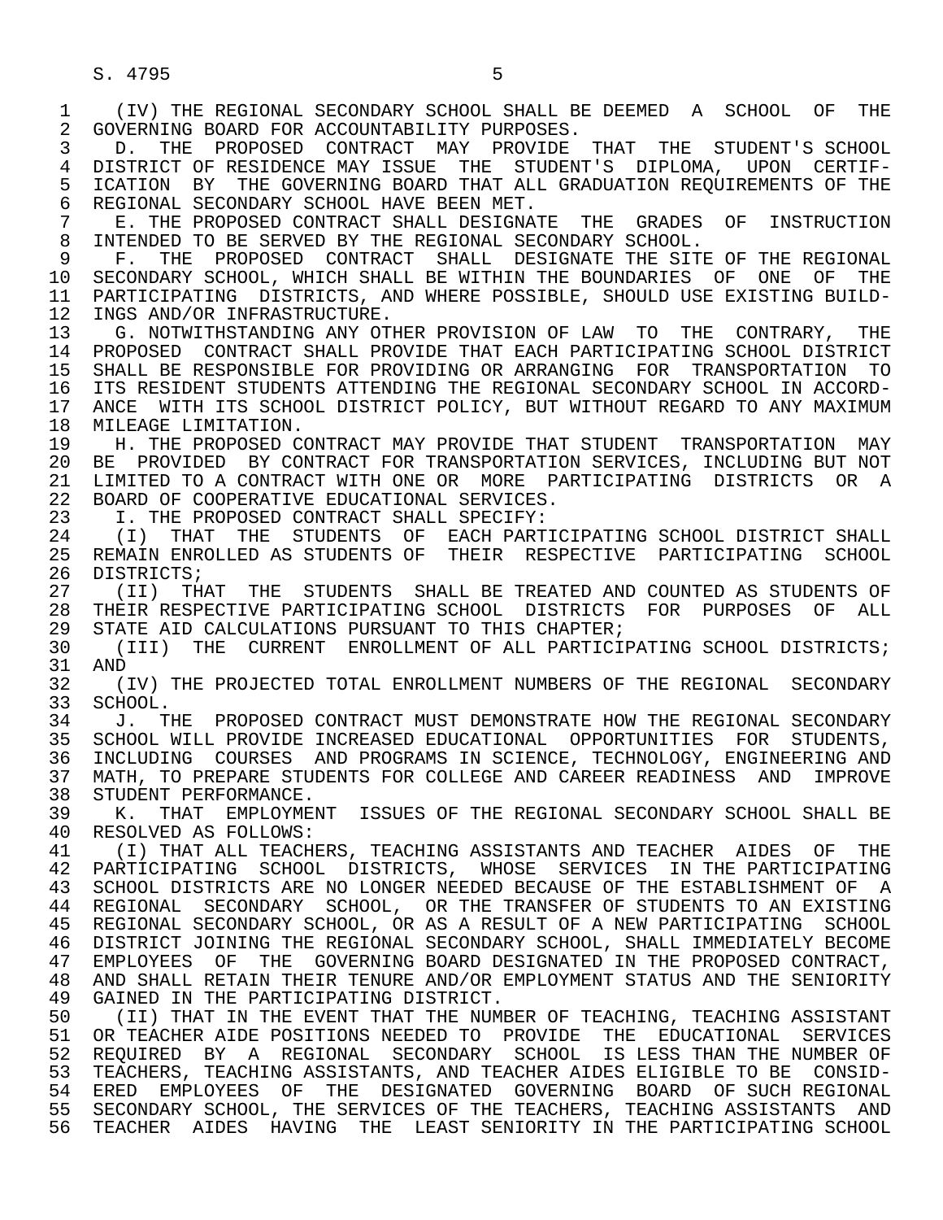(IV) THE REGIONAL SECONDARY SCHOOL SHALL BE DEEMED A SCHOOL OF THE GOVERNING BOARD FOR ACCOUNTABILITY PURPOSES.

D. THE PROPOSED CONTRACT MAY PROVIDE THAT THE STUDENT'S SCHOOL DISTRICT OF RESIDENCE MAY ISSUE THE STUDENT'S DIPLOMA, UPON CERTIFICATION BY THE GOVERNING BOARD THAT ALL GRADUATION REQUIREMENTS OF THE REGIONAL SECONDARY SCHOOL HAVE BEEN MET.

E. THE PROPOSED CONTRACT SHALL DESIGNATE THE GRADES OF INSTRUCTION INTENDED TO BE SERVED BY THE REGIONAL SECONDARY SCHOOL.

F. THE PROPOSED CONTRACT SHALL DESIGNATE THE SITE OF THE REGIONAL SECONDARY SCHOOL, WHICH SHALL BE WITHIN THE BOUNDARIES OF ONE OF THE PARTICIPATING DISTRICTS, AND WHERE POSSIBLE, SHOULD USE EXISTING BUILDINGS AND/OR INFRASTRUCTURE.

G. NOTWITHSTANDING ANY OTHER PROVISION OF LAW TO THE CONTRARY, THE PROPOSED CONTRACT SHALL PROVIDE THAT EACH PARTICIPATING SCHOOL DISTRICT SHALL BE RESPONSIBLE FOR PROVIDING OR ARRANGING FOR TRANSPORTATION TO ITS RESIDENT STUDENTS ATTENDING THE REGIONAL SECONDARY SCHOOL IN ACCORDANCE WITH ITS SCHOOL DISTRICT POLICY, BUT WITHOUT REGARD TO ANY MAXIMUM MILEAGE LIMITATION.

H. THE PROPOSED CONTRACT MAY PROVIDE THAT STUDENT TRANSPORTATION MAY BE PROVIDED BY CONTRACT FOR TRANSPORTATION SERVICES, INCLUDING BUT NOT LIMITED TO A CONTRACT WITH ONE OR MORE PARTICIPATING DISTRICTS OR A BOARD OF COOPERATIVE EDUCATIONAL SERVICES.

I. THE PROPOSED CONTRACT SHALL SPECIFY:

(I) THAT THE STUDENTS OF EACH PARTICIPATING SCHOOL DISTRICT SHALL REMAIN ENROLLED AS STUDENTS OF THEIR RESPECTIVE PARTICIPATING SCHOOL DISTRICTS;

(II) THAT THE STUDENTS SHALL BE TREATED AND COUNTED AS STUDENTS OF THEIR RESPECTIVE PARTICIPATING SCHOOL DISTRICTS FOR PURPOSES OF ALL STATE AID CALCULATIONS PURSUANT TO THIS CHAPTER;

(III) THE CURRENT ENROLLMENT OF ALL PARTICIPATING SCHOOL DISTRICTS; AND

(IV) THE PROJECTED TOTAL ENROLLMENT NUMBERS OF THE REGIONAL SECONDARY SCHOOL.

J. THE PROPOSED CONTRACT MUST DEMONSTRATE HOW THE REGIONAL SECONDARY SCHOOL WILL PROVIDE INCREASED EDUCATIONAL OPPORTUNITIES FOR STUDENTS, INCLUDING COURSES AND PROGRAMS IN SCIENCE, TECHNOLOGY, ENGINEERING AND MATH, TO PREPARE STUDENTS FOR COLLEGE AND CAREER READINESS AND IMPROVE STUDENT PERFORMANCE.

K. THAT EMPLOYMENT ISSUES OF THE REGIONAL SECONDARY SCHOOL SHALL BE RESOLVED AS FOLLOWS:

(I) THAT ALL TEACHERS, TEACHING ASSISTANTS AND TEACHER AIDES OF THE PARTICIPATING SCHOOL DISTRICTS, WHOSE SERVICES IN THE PARTICIPATING SCHOOL DISTRICTS ARE NO LONGER NEEDED BECAUSE OF THE ESTABLISHMENT OF A REGIONAL SECONDARY SCHOOL, OR THE TRANSFER OF STUDENTS TO AN EXISTING REGIONAL SECONDARY SCHOOL, OR AS A RESULT OF A NEW PARTICIPATING SCHOOL DISTRICT JOINING THE REGIONAL SECONDARY SCHOOL, SHALL IMMEDIATELY BECOME EMPLOYEES OF THE GOVERNING BOARD DESIGNATED IN THE PROPOSED CONTRACT, AND SHALL RETAIN THEIR TENURE AND/OR EMPLOYMENT STATUS AND THE SENIORITY GAINED IN THE PARTICIPATING DISTRICT.

(II) THAT IN THE EVENT THAT THE NUMBER OF TEACHING, TEACHING ASSISTANT OR TEACHER AIDE POSITIONS NEEDED TO PROVIDE THE EDUCATIONAL SERVICES REQUIRED BY A REGIONAL SECONDARY SCHOOL IS LESS THAN THE NUMBER OF TEACHERS, TEACHING ASSISTANTS, AND TEACHER AIDES ELIGIBLE TO BE CONSIDERED EMPLOYEES OF THE DESIGNATED GOVERNING BOARD OF SUCH REGIONAL SECONDARY SCHOOL, THE SERVICES OF THE TEACHERS, TEACHING ASSISTANTS AND TEACHER AIDES HAVING THE LEAST SENIORITY IN THE PARTICIPATING SCHOOL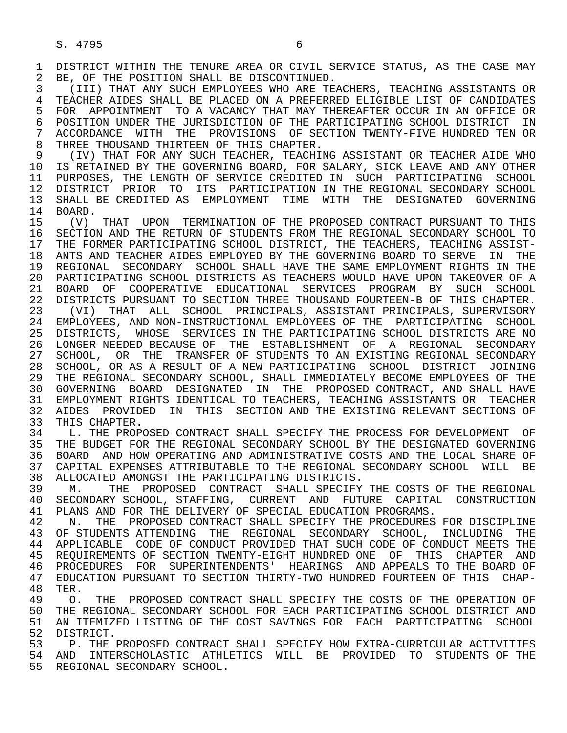DISTRICT WITHIN THE TENURE AREA OR CIVIL SERVICE STATUS, AS THE CASE MAY BE, OF THE POSITION SHALL BE DISCONTINUED.

(III) THAT ANY SUCH EMPLOYEES WHO ARE TEACHERS, TEACHING ASSISTANTS OR TEACHER AIDES SHALL BE PLACED ON A PREFERRED ELIGIBLE LIST OF CANDIDATES FOR APPOINTMENT TO A VACANCY THAT MAY THEREAFTER OCCUR IN AN OFFICE OR POSITION UNDER THE JURISDICTION OF THE PARTICIPATING SCHOOL DISTRICT IN ACCORDANCE WITH THE PROVISIONS OF SECTION TWENTY-FIVE HUNDRED TEN OR THREE THOUSAND THIRTEEN OF THIS CHAPTER.

(IV) THAT FOR ANY SUCH TEACHER, TEACHING ASSISTANT OR TEACHER AIDE WHO IS RETAINED BY THE GOVERNING BOARD, FOR SALARY, SICK LEAVE AND ANY OTHER PURPOSES, THE LENGTH OF SERVICE CREDITED IN SUCH PARTICIPATING SCHOOL DISTRICT PRIOR TO ITS PARTICIPATION IN THE REGIONAL SECONDARY SCHOOL SHALL BE CREDITED AS EMPLOYMENT TIME WITH THE DESIGNATED GOVERNING BOARD.

(V) THAT UPON TERMINATION OF THE PROPOSED CONTRACT PURSUANT TO THIS SECTION AND THE RETURN OF STUDENTS FROM THE REGIONAL SECONDARY SCHOOL TO THE FORMER PARTICIPATING SCHOOL DISTRICT, THE TEACHERS, TEACHING ASSISTANTS AND TEACHER AIDES EMPLOYED BY THE GOVERNING BOARD TO SERVE IN THE REGIONAL SECONDARY SCHOOL SHALL HAVE THE SAME EMPLOYMENT RIGHTS IN THE PARTICIPATING SCHOOL DISTRICTS AS TEACHERS WOULD HAVE UPON TAKEOVER OF A BOARD OF COOPERATIVE EDUCATIONAL SERVICES PROGRAM BY SUCH SCHOOL DISTRICTS PURSUANT TO SECTION THREE THOUSAND FOURTEEN-B OF THIS CHAPTER.

(VI) THAT ALL SCHOOL PRINCIPALS, ASSISTANT PRINCIPALS, SUPERVISORY EMPLOYEES, AND NON-INSTRUCTIONAL EMPLOYEES OF THE PARTICIPATING SCHOOL DISTRICTS, WHOSE SERVICES IN THE PARTICIPATING SCHOOL DISTRICTS ARE NO LONGER NEEDED BECAUSE OF THE ESTABLISHMENT OF A REGIONAL SECONDARY SCHOOL, OR THE TRANSFER OF STUDENTS TO AN EXISTING REGIONAL SECONDARY SCHOOL, OR AS A RESULT OF A NEW PARTICIPATING SCHOOL DISTRICT JOINING THE REGIONAL SECONDARY SCHOOL, SHALL IMMEDIATELY BECOME EMPLOYEES OF THE GOVERNING BOARD DESIGNATED IN THE PROPOSED CONTRACT, AND SHALL HAVE EMPLOYMENT RIGHTS IDENTICAL TO TEACHERS, TEACHING ASSISTANTS OR TEACHER AIDES PROVIDED IN THIS SECTION AND THE EXISTING RELEVANT SECTIONS OF THIS CHAPTER.

L. THE PROPOSED CONTRACT SHALL SPECIFY THE PROCESS FOR DEVELOPMENT OF THE BUDGET FOR THE REGIONAL SECONDARY SCHOOL BY THE DESIGNATED GOVERNING BOARD AND HOW OPERATING AND ADMINISTRATIVE COSTS AND THE LOCAL SHARE OF CAPITAL EXPENSES ATTRIBUTABLE TO THE REGIONAL SECONDARY SCHOOL WILL BE ALLOCATED AMONGST THE PARTICIPATING DISTRICTS.

M. THE PROPOSED CONTRACT SHALL SPECIFY THE COSTS OF THE REGIONAL SECONDARY SCHOOL, STAFFING, CURRENT AND FUTURE CAPITAL CONSTRUCTION PLANS AND FOR THE DELIVERY OF SPECIAL EDUCATION PROGRAMS.

N. THE PROPOSED CONTRACT SHALL SPECIFY THE PROCEDURES FOR DISCIPLINE OF STUDENTS ATTENDING THE REGIONAL SECONDARY SCHOOL, INCLUDING THE APPLICABLE CODE OF CONDUCT PROVIDED THAT SUCH CODE OF CONDUCT MEETS THE REQUIREMENTS OF SECTION TWENTY-EIGHT HUNDRED ONE OF THIS CHAPTER AND PROCEDURES FOR SUPERINTENDENTS' HEARINGS AND APPEALS TO THE BOARD OF EDUCATION PURSUANT TO SECTION THIRTY-TWO HUNDRED FOURTEEN OF THIS CHAPTER.

O. THE PROPOSED CONTRACT SHALL SPECIFY THE COSTS OF THE OPERATION OF THE REGIONAL SECONDARY SCHOOL FOR EACH PARTICIPATING SCHOOL DISTRICT AND AN ITEMIZED LISTING OF THE COST SAVINGS FOR EACH PARTICIPATING SCHOOL DISTRICT.

P. THE PROPOSED CONTRACT SHALL SPECIFY HOW EXTRA-CURRICULAR ACTIVITIES AND INTERSCHOLASTIC ATHLETICS WILL BE PROVIDED TO STUDENTS OF THE REGIONAL SECONDARY SCHOOL.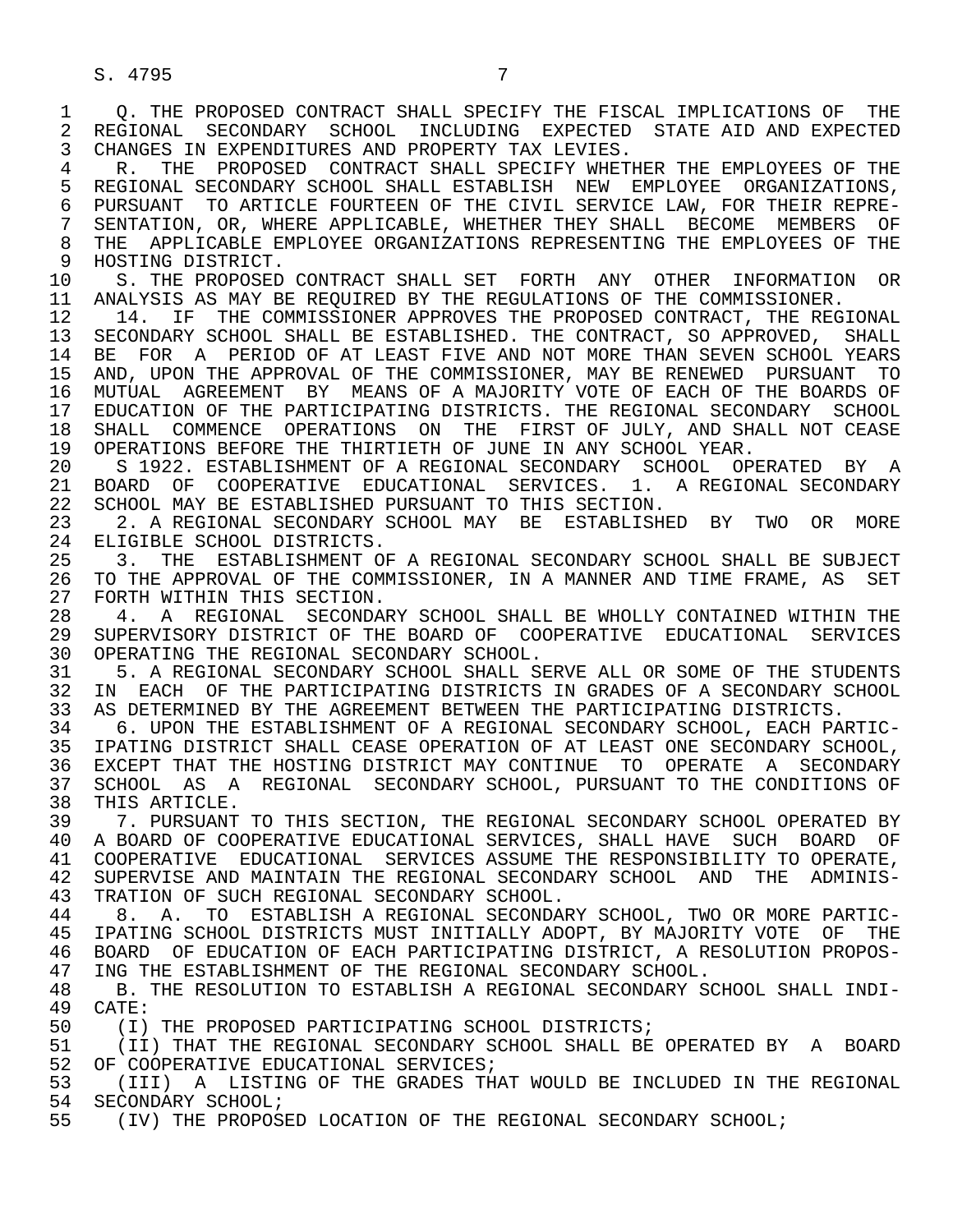Q. THE PROPOSED CONTRACT SHALL SPECIFY THE FISCAL IMPLICATIONS OF THE REGIONAL SECONDARY SCHOOL INCLUDING EXPECTED STATE AID AND EXPECTED CHANGES IN EXPENDITURES AND PROPERTY TAX LEVIES.

R. THE PROPOSED CONTRACT SHALL SPECIFY WHETHER THE EMPLOYEES OF THE REGIONAL SECONDARY SCHOOL SHALL ESTABLISH NEW EMPLOYEE ORGANIZATIONS, PURSUANT TO ARTICLE FOURTEEN OF THE CIVIL SERVICE LAW, FOR THEIR REPRESENTATION, OR, WHERE APPLICABLE, WHETHER THEY SHALL BECOME MEMBERS OF THE APPLICABLE EMPLOYEE ORGANIZATIONS REPRESENTING THE EMPLOYEES OF THE HOSTING DISTRICT.

S. THE PROPOSED CONTRACT SHALL SET FORTH ANY OTHER INFORMATION OR ANALYSIS AS MAY BE REQUIRED BY THE REGULATIONS OF THE COMMISSIONER.

14. IF THE COMMISSIONER APPROVES THE PROPOSED CONTRACT, THE REGIONAL SECONDARY SCHOOL SHALL BE ESTABLISHED. THE CONTRACT, SO APPROVED, SHALL BE FOR A PERIOD OF AT LEAST FIVE AND NOT MORE THAN SEVEN SCHOOL YEARS AND, UPON THE APPROVAL OF THE COMMISSIONER, MAY BE RENEWED PURSUANT TO MUTUAL AGREEMENT BY MEANS OF A MAJORITY VOTE OF EACH OF THE BOARDS OF EDUCATION OF THE PARTICIPATING DISTRICTS. THE REGIONAL SECONDARY SCHOOL SHALL COMMENCE OPERATIONS ON THE FIRST OF JULY, AND SHALL NOT CEASE OPERATIONS BEFORE THE THIRTIETH OF JUNE IN ANY SCHOOL YEAR.

S 1922. ESTABLISHMENT OF A REGIONAL SECONDARY SCHOOL OPERATED BY A BOARD OF COOPERATIVE EDUCATIONAL SERVICES. 1. A REGIONAL SECONDARY SCHOOL MAY BE ESTABLISHED PURSUANT TO THIS SECTION.

2. A REGIONAL SECONDARY SCHOOL MAY BE ESTABLISHED BY TWO OR MORE ELIGIBLE SCHOOL DISTRICTS.

3. THE ESTABLISHMENT OF A REGIONAL SECONDARY SCHOOL SHALL BE SUBJECT TO THE APPROVAL OF THE COMMISSIONER, IN A MANNER AND TIME FRAME, AS SET FORTH WITHIN THIS SECTION.

4. A REGIONAL SECONDARY SCHOOL SHALL BE WHOLLY CONTAINED WITHIN THE SUPERVISORY DISTRICT OF THE BOARD OF COOPERATIVE EDUCATIONAL SERVICES OPERATING THE REGIONAL SECONDARY SCHOOL.

5. A REGIONAL SECONDARY SCHOOL SHALL SERVE ALL OR SOME OF THE STUDENTS IN EACH OF THE PARTICIPATING DISTRICTS IN GRADES OF A SECONDARY SCHOOL AS DETERMINED BY THE AGREEMENT BETWEEN THE PARTICIPATING DISTRICTS.

6. UPON THE ESTABLISHMENT OF A REGIONAL SECONDARY SCHOOL, EACH PARTICIPATING DISTRICT SHALL CEASE OPERATION OF AT LEAST ONE SECONDARY SCHOOL, EXCEPT THAT THE HOSTING DISTRICT MAY CONTINUE TO OPERATE A SECONDARY SCHOOL AS A REGIONAL SECONDARY SCHOOL, PURSUANT TO THE CONDITIONS OF THIS ARTICLE.

7. PURSUANT TO THIS SECTION, THE REGIONAL SECONDARY SCHOOL OPERATED BY A BOARD OF COOPERATIVE EDUCATIONAL SERVICES, SHALL HAVE SUCH BOARD OF COOPERATIVE EDUCATIONAL SERVICES ASSUME THE RESPONSIBILITY TO OPERATE, SUPERVISE AND MAINTAIN THE REGIONAL SECONDARY SCHOOL AND THE ADMINISTRATION OF SUCH REGIONAL SECONDARY SCHOOL.

8. A. TO ESTABLISH A REGIONAL SECONDARY SCHOOL, TWO OR MORE PARTICIPATING SCHOOL DISTRICTS MUST INITIALLY ADOPT, BY MAJORITY VOTE OF THE BOARD OF EDUCATION OF EACH PARTICIPATING DISTRICT, A RESOLUTION PROPOSING THE ESTABLISHMENT OF THE REGIONAL SECONDARY SCHOOL.

B. THE RESOLUTION TO ESTABLISH A REGIONAL SECONDARY SCHOOL SHALL INDICATE:

(I) THE PROPOSED PARTICIPATING SCHOOL DISTRICTS;

(II) THAT THE REGIONAL SECONDARY SCHOOL SHALL BE OPERATED BY A BOARD OF COOPERATIVE EDUCATIONAL SERVICES;

(III) A LISTING OF THE GRADES THAT WOULD BE INCLUDED IN THE REGIONAL SECONDARY SCHOOL;

(IV) THE PROPOSED LOCATION OF THE REGIONAL SECONDARY SCHOOL;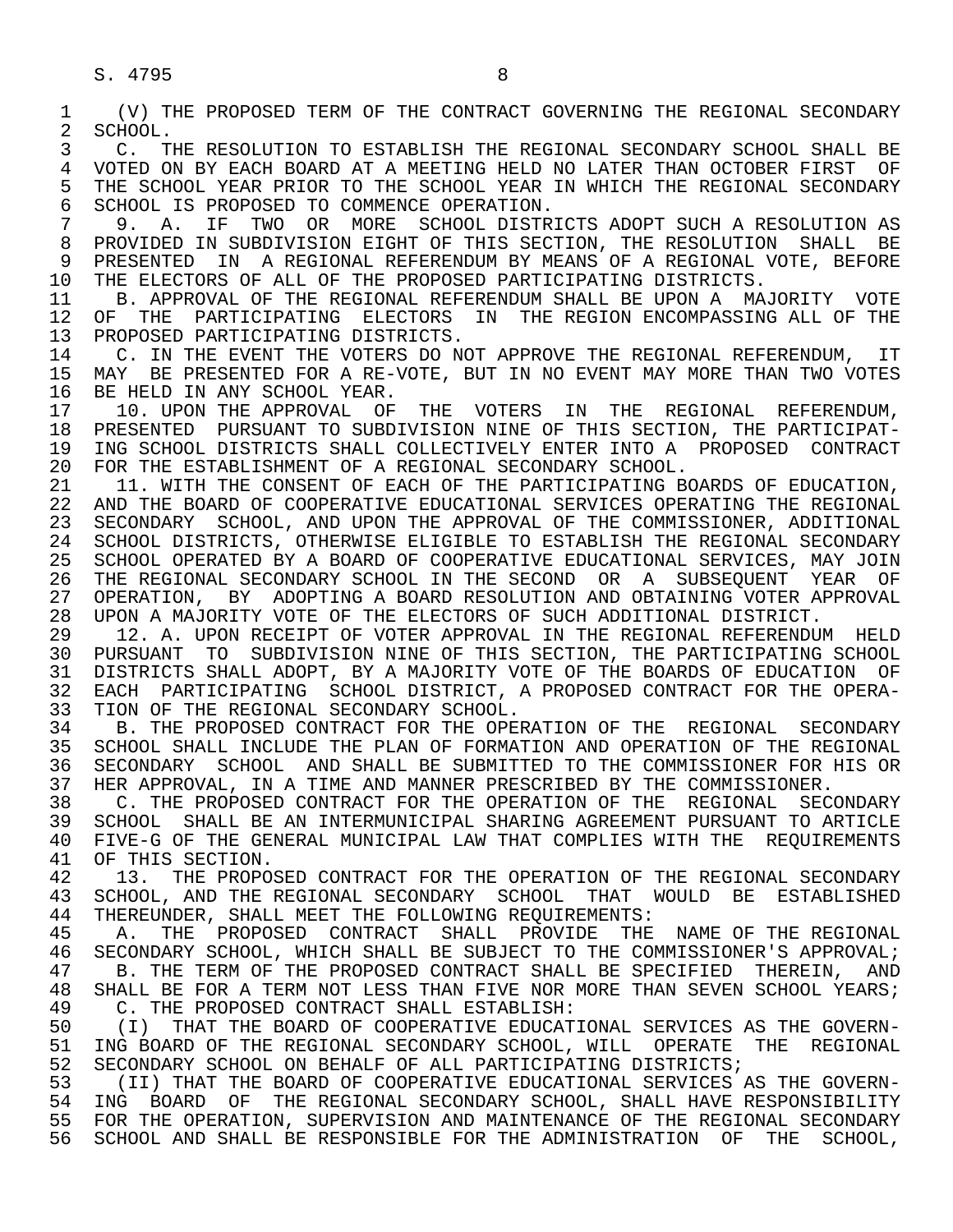(V) THE PROPOSED TERM OF THE CONTRACT GOVERNING THE REGIONAL SECONDARY SCHOOL.

C. THE RESOLUTION TO ESTABLISH THE REGIONAL SECONDARY SCHOOL SHALL BE VOTED ON BY EACH BOARD AT A MEETING HELD NO LATER THAN OCTOBER FIRST OF THE SCHOOL YEAR PRIOR TO THE SCHOOL YEAR IN WHICH THE REGIONAL SECONDARY SCHOOL IS PROPOSED TO COMMENCE OPERATION.

9. A. IF TWO OR MORE SCHOOL DISTRICTS ADOPT SUCH A RESOLUTION AS PROVIDED IN SUBDIVISION EIGHT OF THIS SECTION, THE RESOLUTION SHALL BE PRESENTED IN A REGIONAL REFERENDUM BY MEANS OF A REGIONAL VOTE, BEFORE THE ELECTORS OF ALL OF THE PROPOSED PARTICIPATING DISTRICTS.

B. APPROVAL OF THE REGIONAL REFERENDUM SHALL BE UPON A MAJORITY VOTE OF THE PARTICIPATING ELECTORS IN THE REGION ENCOMPASSING ALL OF THE PROPOSED PARTICIPATING DISTRICTS.

C. IN THE EVENT THE VOTERS DO NOT APPROVE THE REGIONAL REFERENDUM, IT MAY BE PRESENTED FOR A RE-VOTE, BUT IN NO EVENT MAY MORE THAN TWO VOTES BE HELD IN ANY SCHOOL YEAR.

10. UPON THE APPROVAL OF THE VOTERS IN THE REGIONAL REFERENDUM, PRESENTED PURSUANT TO SUBDIVISION NINE OF THIS SECTION, THE PARTICIPATING SCHOOL DISTRICTS SHALL COLLECTIVELY ENTER INTO A PROPOSED CONTRACT FOR THE ESTABLISHMENT OF A REGIONAL SECONDARY SCHOOL.

11. WITH THE CONSENT OF EACH OF THE PARTICIPATING BOARDS OF EDUCATION, AND THE BOARD OF COOPERATIVE EDUCATIONAL SERVICES OPERATING THE REGIONAL SECONDARY SCHOOL, AND UPON THE APPROVAL OF THE COMMISSIONER, ADDITIONAL SCHOOL DISTRICTS, OTHERWISE ELIGIBLE TO ESTABLISH THE REGIONAL SECONDARY SCHOOL OPERATED BY A BOARD OF COOPERATIVE EDUCATIONAL SERVICES, MAY JOIN THE REGIONAL SECONDARY SCHOOL IN THE SECOND OR A SUBSEQUENT YEAR OF OPERATION, BY ADOPTING A BOARD RESOLUTION AND OBTAINING VOTER APPROVAL UPON A MAJORITY VOTE OF THE ELECTORS OF SUCH ADDITIONAL DISTRICT.

12. A. UPON RECEIPT OF VOTER APPROVAL IN THE REGIONAL REFERENDUM HELD PURSUANT TO SUBDIVISION NINE OF THIS SECTION, THE PARTICIPATING SCHOOL DISTRICTS SHALL ADOPT, BY A MAJORITY VOTE OF THE BOARDS OF EDUCATION OF EACH PARTICIPATING SCHOOL DISTRICT, A PROPOSED CONTRACT FOR THE OPERATION OF THE REGIONAL SECONDARY SCHOOL.

B. THE PROPOSED CONTRACT FOR THE OPERATION OF THE REGIONAL SECONDARY SCHOOL SHALL INCLUDE THE PLAN OF FORMATION AND OPERATION OF THE REGIONAL SECONDARY SCHOOL AND SHALL BE SUBMITTED TO THE COMMISSIONER FOR HIS OR HER APPROVAL, IN A TIME AND MANNER PRESCRIBED BY THE COMMISSIONER.

C. THE PROPOSED CONTRACT FOR THE OPERATION OF THE REGIONAL SECONDARY SCHOOL SHALL BE AN INTERMUNICIPAL SHARING AGREEMENT PURSUANT TO ARTICLE FIVE-G OF THE GENERAL MUNICIPAL LAW THAT COMPLIES WITH THE REQUIREMENTS OF THIS SECTION.

13. THE PROPOSED CONTRACT FOR THE OPERATION OF THE REGIONAL SECONDARY SCHOOL, AND THE REGIONAL SECONDARY SCHOOL THAT WOULD BE ESTABLISHED THEREUNDER, SHALL MEET THE FOLLOWING REQUIREMENTS:

A. THE PROPOSED CONTRACT SHALL PROVIDE THE NAME OF THE REGIONAL SECONDARY SCHOOL, WHICH SHALL BE SUBJECT TO THE COMMISSIONER'S APPROVAL;

B. THE TERM OF THE PROPOSED CONTRACT SHALL BE SPECIFIED THEREIN, AND SHALL BE FOR A TERM NOT LESS THAN FIVE NOR MORE THAN SEVEN SCHOOL YEARS;

C. THE PROPOSED CONTRACT SHALL ESTABLISH:

(I) THAT THE BOARD OF COOPERATIVE EDUCATIONAL SERVICES AS THE GOVERNING BOARD OF THE REGIONAL SECONDARY SCHOOL, WILL OPERATE THE REGIONAL SECONDARY SCHOOL ON BEHALF OF ALL PARTICIPATING DISTRICTS;

(II) THAT THE BOARD OF COOPERATIVE EDUCATIONAL SERVICES AS THE GOVERNING BOARD OF THE REGIONAL SECONDARY SCHOOL, SHALL HAVE RESPONSIBILITY FOR THE OPERATION, SUPERVISION AND MAINTENANCE OF THE REGIONAL SECONDARY SCHOOL AND SHALL BE RESPONSIBLE FOR THE ADMINISTRATION OF THE SCHOOL,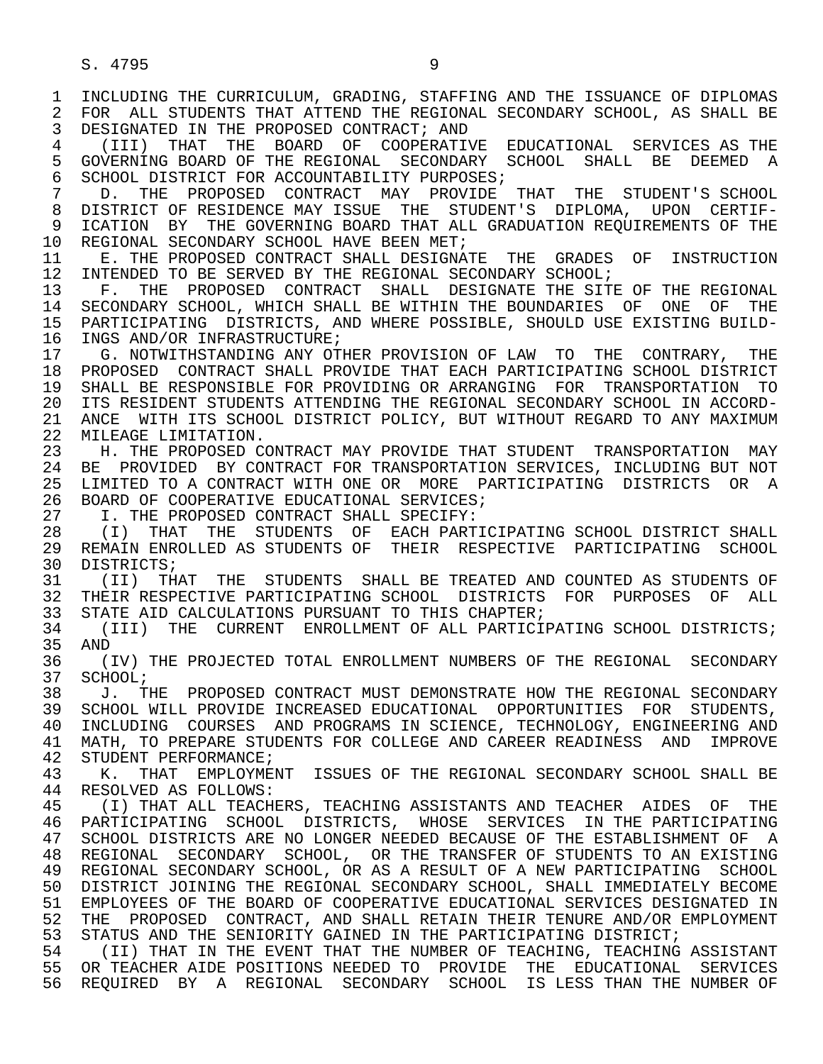INCLUDING THE CURRICULUM, GRADING, STAFFING AND THE ISSUANCE OF DIPLOMAS FOR ALL STUDENTS THAT ATTEND THE REGIONAL SECONDARY SCHOOL, AS SHALL BE DESIGNATED IN THE PROPOSED CONTRACT; AND

(III) THAT THE BOARD OF COOPERATIVE EDUCATIONAL SERVICES AS THE GOVERNING BOARD OF THE REGIONAL SECONDARY SCHOOL SHALL BE DEEMED A SCHOOL DISTRICT FOR ACCOUNTABILITY PURPOSES;

D. THE PROPOSED CONTRACT MAY PROVIDE THAT THE STUDENT'S SCHOOL DISTRICT OF RESIDENCE MAY ISSUE THE STUDENT'S DIPLOMA, UPON CERTIFICATION BY THE GOVERNING BOARD THAT ALL GRADUATION REQUIREMENTS OF THE REGIONAL SECONDARY SCHOOL HAVE BEEN MET;

E. THE PROPOSED CONTRACT SHALL DESIGNATE THE GRADES OF INSTRUCTION INTENDED TO BE SERVED BY THE REGIONAL SECONDARY SCHOOL;

F. THE PROPOSED CONTRACT SHALL DESIGNATE THE SITE OF THE REGIONAL SECONDARY SCHOOL, WHICH SHALL BE WITHIN THE BOUNDARIES OF ONE OF THE PARTICIPATING DISTRICTS, AND WHERE POSSIBLE, SHOULD USE EXISTING BUILDINGS AND/OR INFRASTRUCTURE;

G. NOTWITHSTANDING ANY OTHER PROVISION OF LAW TO THE CONTRARY, THE PROPOSED CONTRACT SHALL PROVIDE THAT EACH PARTICIPATING SCHOOL DISTRICT SHALL BE RESPONSIBLE FOR PROVIDING OR ARRANGING FOR TRANSPORTATION TO ITS RESIDENT STUDENTS ATTENDING THE REGIONAL SECONDARY SCHOOL IN ACCORDANCE WITH ITS SCHOOL DISTRICT POLICY, BUT WITHOUT REGARD TO ANY MAXIMUM MILEAGE LIMITATION.

H. THE PROPOSED CONTRACT MAY PROVIDE THAT STUDENT TRANSPORTATION MAY BE PROVIDED BY CONTRACT FOR TRANSPORTATION SERVICES, INCLUDING BUT NOT LIMITED TO A CONTRACT WITH ONE OR MORE PARTICIPATING DISTRICTS OR A BOARD OF COOPERATIVE EDUCATIONAL SERVICES;

I. THE PROPOSED CONTRACT SHALL SPECIFY:

(I) THAT THE STUDENTS OF EACH PARTICIPATING SCHOOL DISTRICT SHALL REMAIN ENROLLED AS STUDENTS OF THEIR RESPECTIVE PARTICIPATING SCHOOL DISTRICTS;

(II) THAT THE STUDENTS SHALL BE TREATED AND COUNTED AS STUDENTS OF THEIR RESPECTIVE PARTICIPATING SCHOOL DISTRICTS FOR PURPOSES OF ALL STATE AID CALCULATIONS PURSUANT TO THIS CHAPTER;

(III) THE CURRENT ENROLLMENT OF ALL PARTICIPATING SCHOOL DISTRICTS; AND

(IV) THE PROJECTED TOTAL ENROLLMENT NUMBERS OF THE REGIONAL SECONDARY SCHOOL;

J. THE PROPOSED CONTRACT MUST DEMONSTRATE HOW THE REGIONAL SECONDARY SCHOOL WILL PROVIDE INCREASED EDUCATIONAL OPPORTUNITIES FOR STUDENTS, INCLUDING COURSES AND PROGRAMS IN SCIENCE, TECHNOLOGY, ENGINEERING AND MATH, TO PREPARE STUDENTS FOR COLLEGE AND CAREER READINESS AND IMPROVE STUDENT PERFORMANCE;

K. THAT EMPLOYMENT ISSUES OF THE REGIONAL SECONDARY SCHOOL SHALL BE RESOLVED AS FOLLOWS:

(I) THAT ALL TEACHERS, TEACHING ASSISTANTS AND TEACHER AIDES OF THE PARTICIPATING SCHOOL DISTRICTS, WHOSE SERVICES IN THE PARTICIPATING SCHOOL DISTRICTS ARE NO LONGER NEEDED BECAUSE OF THE ESTABLISHMENT OF A REGIONAL SECONDARY SCHOOL, OR THE TRANSFER OF STUDENTS TO AN EXISTING REGIONAL SECONDARY SCHOOL, OR AS A RESULT OF A NEW PARTICIPATING SCHOOL DISTRICT JOINING THE REGIONAL SECONDARY SCHOOL, SHALL IMMEDIATELY BECOME EMPLOYEES OF THE BOARD OF COOPERATIVE EDUCATIONAL SERVICES DESIGNATED IN THE PROPOSED CONTRACT, AND SHALL RETAIN THEIR TENURE AND/OR EMPLOYMENT STATUS AND THE SENIORITY GAINED IN THE PARTICIPATING DISTRICT;

(II) THAT IN THE EVENT THAT THE NUMBER OF TEACHING, TEACHING ASSISTANT OR TEACHER AIDE POSITIONS NEEDED TO PROVIDE THE EDUCATIONAL SERVICES REQUIRED BY A REGIONAL SECONDARY SCHOOL IS LESS THAN THE NUMBER OF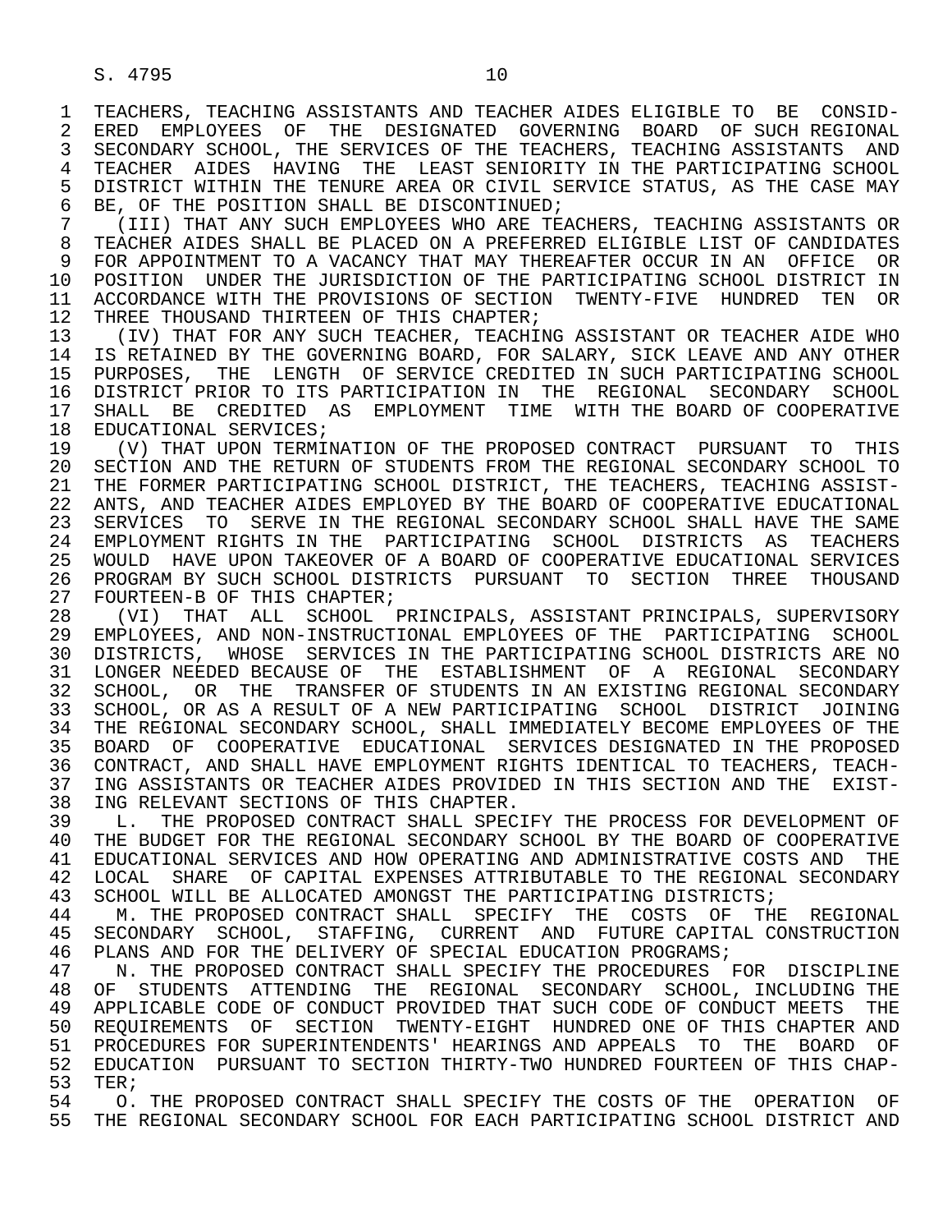TEACHERS, TEACHING ASSISTANTS AND TEACHER AIDES ELIGIBLE TO BE CONSIDERED EMPLOYEES OF THE DESIGNATED GOVERNING BOARD OF SUCH REGIONAL SECONDARY SCHOOL, THE SERVICES OF THE TEACHERS, TEACHING ASSISTANTS AND TEACHER AIDES HAVING THE LEAST SENIORITY IN THE PARTICIPATING SCHOOL DISTRICT WITHIN THE TENURE AREA OR CIVIL SERVICE STATUS, AS THE CASE MAY BE, OF THE POSITION SHALL BE DISCONTINUED;

(III) THAT ANY SUCH EMPLOYEES WHO ARE TEACHERS, TEACHING ASSISTANTS OR TEACHER AIDES SHALL BE PLACED ON A PREFERRED ELIGIBLE LIST OF CANDIDATES FOR APPOINTMENT TO A VACANCY THAT MAY THEREAFTER OCCUR IN AN OFFICE OR POSITION UNDER THE JURISDICTION OF THE PARTICIPATING SCHOOL DISTRICT IN ACCORDANCE WITH THE PROVISIONS OF SECTION TWENTY-FIVE HUNDRED TEN OR THREE THOUSAND THIRTEEN OF THIS CHAPTER;

(IV) THAT FOR ANY SUCH TEACHER, TEACHING ASSISTANT OR TEACHER AIDE WHO IS RETAINED BY THE GOVERNING BOARD, FOR SALARY, SICK LEAVE AND ANY OTHER PURPOSES, THE LENGTH OF SERVICE CREDITED IN SUCH PARTICIPATING SCHOOL DISTRICT PRIOR TO ITS PARTICIPATION IN THE REGIONAL SECONDARY SCHOOL SHALL BE CREDITED AS EMPLOYMENT TIME WITH THE BOARD OF COOPERATIVE EDUCATIONAL SERVICES;

(V) THAT UPON TERMINATION OF THE PROPOSED CONTRACT PURSUANT TO THIS SECTION AND THE RETURN OF STUDENTS FROM THE REGIONAL SECONDARY SCHOOL TO THE FORMER PARTICIPATING SCHOOL DISTRICT, THE TEACHERS, TEACHING ASSISTANTS, AND TEACHER AIDES EMPLOYED BY THE BOARD OF COOPERATIVE EDUCATIONAL SERVICES TO SERVE IN THE REGIONAL SECONDARY SCHOOL SHALL HAVE THE SAME EMPLOYMENT RIGHTS IN THE PARTICIPATING SCHOOL DISTRICTS AS TEACHERS WOULD HAVE UPON TAKEOVER OF A BOARD OF COOPERATIVE EDUCATIONAL SERVICES PROGRAM BY SUCH SCHOOL DISTRICTS PURSUANT TO SECTION THREE THOUSAND FOURTEEN-B OF THIS CHAPTER;

(VI) THAT ALL SCHOOL PRINCIPALS, ASSISTANT PRINCIPALS, SUPERVISORY EMPLOYEES, AND NON-INSTRUCTIONAL EMPLOYEES OF THE PARTICIPATING SCHOOL DISTRICTS, WHOSE SERVICES IN THE PARTICIPATING SCHOOL DISTRICTS ARE NO LONGER NEEDED BECAUSE OF THE ESTABLISHMENT OF A REGIONAL SECONDARY SCHOOL, OR THE TRANSFER OF STUDENTS IN AN EXISTING REGIONAL SECONDARY SCHOOL, OR AS A RESULT OF A NEW PARTICIPATING SCHOOL DISTRICT JOINING THE REGIONAL SECONDARY SCHOOL, SHALL IMMEDIATELY BECOME EMPLOYEES OF THE BOARD OF COOPERATIVE EDUCATIONAL SERVICES DESIGNATED IN THE PROPOSED CONTRACT, AND SHALL HAVE EMPLOYMENT RIGHTS IDENTICAL TO TEACHERS, TEACHING ASSISTANTS OR TEACHER AIDES PROVIDED IN THIS SECTION AND THE EXISTING RELEVANT SECTIONS OF THIS CHAPTER.

L. THE PROPOSED CONTRACT SHALL SPECIFY THE PROCESS FOR DEVELOPMENT OF THE BUDGET FOR THE REGIONAL SECONDARY SCHOOL BY THE BOARD OF COOPERATIVE EDUCATIONAL SERVICES AND HOW OPERATING AND ADMINISTRATIVE COSTS AND THE LOCAL SHARE OF CAPITAL EXPENSES ATTRIBUTABLE TO THE REGIONAL SECONDARY SCHOOL WILL BE ALLOCATED AMONGST THE PARTICIPATING DISTRICTS;

M. THE PROPOSED CONTRACT SHALL SPECIFY THE COSTS OF THE REGIONAL SECONDARY SCHOOL, STAFFING, CURRENT AND FUTURE CAPITAL CONSTRUCTION PLANS AND FOR THE DELIVERY OF SPECIAL EDUCATION PROGRAMS;

N. THE PROPOSED CONTRACT SHALL SPECIFY THE PROCEDURES FOR DISCIPLINE OF STUDENTS ATTENDING THE REGIONAL SECONDARY SCHOOL, INCLUDING THE APPLICABLE CODE OF CONDUCT PROVIDED THAT SUCH CODE OF CONDUCT MEETS THE REQUIREMENTS OF SECTION TWENTY-EIGHT HUNDRED ONE OF THIS CHAPTER AND PROCEDURES FOR SUPERINTENDENTS' HEARINGS AND APPEALS TO THE BOARD OF EDUCATION PURSUANT TO SECTION THIRTY-TWO HUNDRED FOURTEEN OF THIS CHAPTER;

O. THE PROPOSED CONTRACT SHALL SPECIFY THE COSTS OF THE OPERATION OF THE REGIONAL SECONDARY SCHOOL FOR EACH PARTICIPATING SCHOOL DISTRICT AND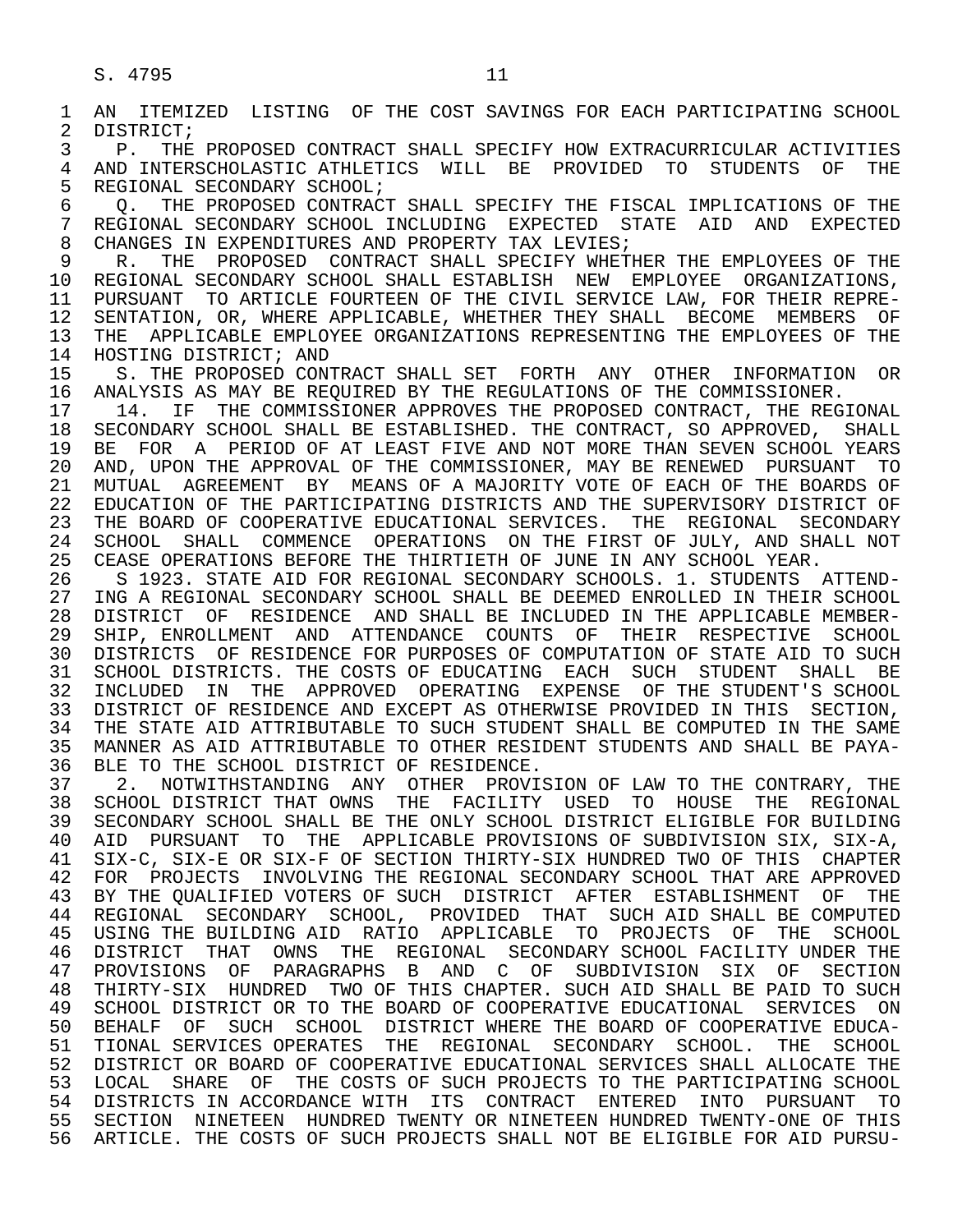AN ITEMIZED LISTING OF THE COST SAVINGS FOR EACH PARTICIPATING SCHOOL DISTRICT;

P. THE PROPOSED CONTRACT SHALL SPECIFY HOW EXTRACURRICULAR ACTIVITIES AND INTERSCHOLASTIC ATHLETICS WILL BE PROVIDED TO STUDENTS OF THE REGIONAL SECONDARY SCHOOL;

Q. THE PROPOSED CONTRACT SHALL SPECIFY THE FISCAL IMPLICATIONS OF THE REGIONAL SECONDARY SCHOOL INCLUDING EXPECTED STATE AID AND EXPECTED CHANGES IN EXPENDITURES AND PROPERTY TAX LEVIES;

R. THE PROPOSED CONTRACT SHALL SPECIFY WHETHER THE EMPLOYEES OF THE REGIONAL SECONDARY SCHOOL SHALL ESTABLISH NEW EMPLOYEE ORGANIZATIONS, PURSUANT TO ARTICLE FOURTEEN OF THE CIVIL SERVICE LAW, FOR THEIR REPRESENTATION, OR, WHERE APPLICABLE, WHETHER THEY SHALL BECOME MEMBERS OF THE APPLICABLE EMPLOYEE ORGANIZATIONS REPRESENTING THE EMPLOYEES OF THE HOSTING DISTRICT; AND

S. THE PROPOSED CONTRACT SHALL SET FORTH ANY OTHER INFORMATION OR ANALYSIS AS MAY BE REQUIRED BY THE REGULATIONS OF THE COMMISSIONER.

14. IF THE COMMISSIONER APPROVES THE PROPOSED CONTRACT, THE REGIONAL SECONDARY SCHOOL SHALL BE ESTABLISHED. THE CONTRACT, SO APPROVED, SHALL BE FOR A PERIOD OF AT LEAST FIVE AND NOT MORE THAN SEVEN SCHOOL YEARS AND, UPON THE APPROVAL OF THE COMMISSIONER, MAY BE RENEWED PURSUANT TO MUTUAL AGREEMENT BY MEANS OF A MAJORITY VOTE OF EACH OF THE BOARDS OF EDUCATION OF THE PARTICIPATING DISTRICTS AND THE SUPERVISORY DISTRICT OF THE BOARD OF COOPERATIVE EDUCATIONAL SERVICES. THE REGIONAL SECONDARY SCHOOL SHALL COMMENCE OPERATIONS ON THE FIRST OF JULY, AND SHALL NOT CEASE OPERATIONS BEFORE THE THIRTIETH OF JUNE IN ANY SCHOOL YEAR.

S 1923. STATE AID FOR REGIONAL SECONDARY SCHOOLS. 1. STUDENTS ATTENDING A REGIONAL SECONDARY SCHOOL SHALL BE DEEMED ENROLLED IN THEIR SCHOOL DISTRICT OF RESIDENCE AND SHALL BE INCLUDED IN THE APPLICABLE MEMBERSHIP, ENROLLMENT AND ATTENDANCE COUNTS OF THEIR RESPECTIVE SCHOOL DISTRICTS OF RESIDENCE FOR PURPOSES OF COMPUTATION OF STATE AID TO SUCH SCHOOL DISTRICTS. THE COSTS OF EDUCATING EACH SUCH STUDENT SHALL BE INCLUDED IN THE APPROVED OPERATING EXPENSE OF THE STUDENT'S SCHOOL DISTRICT OF RESIDENCE AND EXCEPT AS OTHERWISE PROVIDED IN THIS SECTION, THE STATE AID ATTRIBUTABLE TO SUCH STUDENT SHALL BE COMPUTED IN THE SAME MANNER AS AID ATTRIBUTABLE TO OTHER RESIDENT STUDENTS AND SHALL BE PAYABLE TO THE SCHOOL DISTRICT OF RESIDENCE.

2. NOTWITHSTANDING ANY OTHER PROVISION OF LAW TO THE CONTRARY, THE SCHOOL DISTRICT THAT OWNS THE FACILITY USED TO HOUSE THE REGIONAL SECONDARY SCHOOL SHALL BE THE ONLY SCHOOL DISTRICT ELIGIBLE FOR BUILDING AID PURSUANT TO THE APPLICABLE PROVISIONS OF SUBDIVISION SIX, SIX-A, SIX-C, SIX-E OR SIX-F OF SECTION THIRTY-SIX HUNDRED TWO OF THIS CHAPTER FOR PROJECTS INVOLVING THE REGIONAL SECONDARY SCHOOL THAT ARE APPROVED BY THE QUALIFIED VOTERS OF SUCH DISTRICT AFTER ESTABLISHMENT OF THE REGIONAL SECONDARY SCHOOL, PROVIDED THAT SUCH AID SHALL BE COMPUTED USING THE BUILDING AID RATIO APPLICABLE TO PROJECTS OF THE SCHOOL DISTRICT THAT OWNS THE REGIONAL SECONDARY SCHOOL FACILITY UNDER THE PROVISIONS OF PARAGRAPHS B AND C OF SUBDIVISION SIX OF SECTION THIRTY-SIX HUNDRED TWO OF THIS CHAPTER. SUCH AID SHALL BE PAID TO SUCH SCHOOL DISTRICT OR TO THE BOARD OF COOPERATIVE EDUCATIONAL SERVICES ON BEHALF OF SUCH SCHOOL DISTRICT WHERE THE BOARD OF COOPERATIVE EDUCATIONAL SERVICES OPERATES THE REGIONAL SECONDARY SCHOOL. THE SCHOOL DISTRICT OR BOARD OF COOPERATIVE EDUCATIONAL SERVICES SHALL ALLOCATE THE LOCAL SHARE OF THE COSTS OF SUCH PROJECTS TO THE PARTICIPATING SCHOOL DISTRICTS IN ACCORDANCE WITH ITS CONTRACT ENTERED INTO PURSUANT TO SECTION NINETEEN HUNDRED TWENTY OR NINETEEN HUNDRED TWENTY-ONE OF THIS ARTICLE. THE COSTS OF SUCH PROJECTS SHALL NOT BE ELIGIBLE FOR AID PURSU-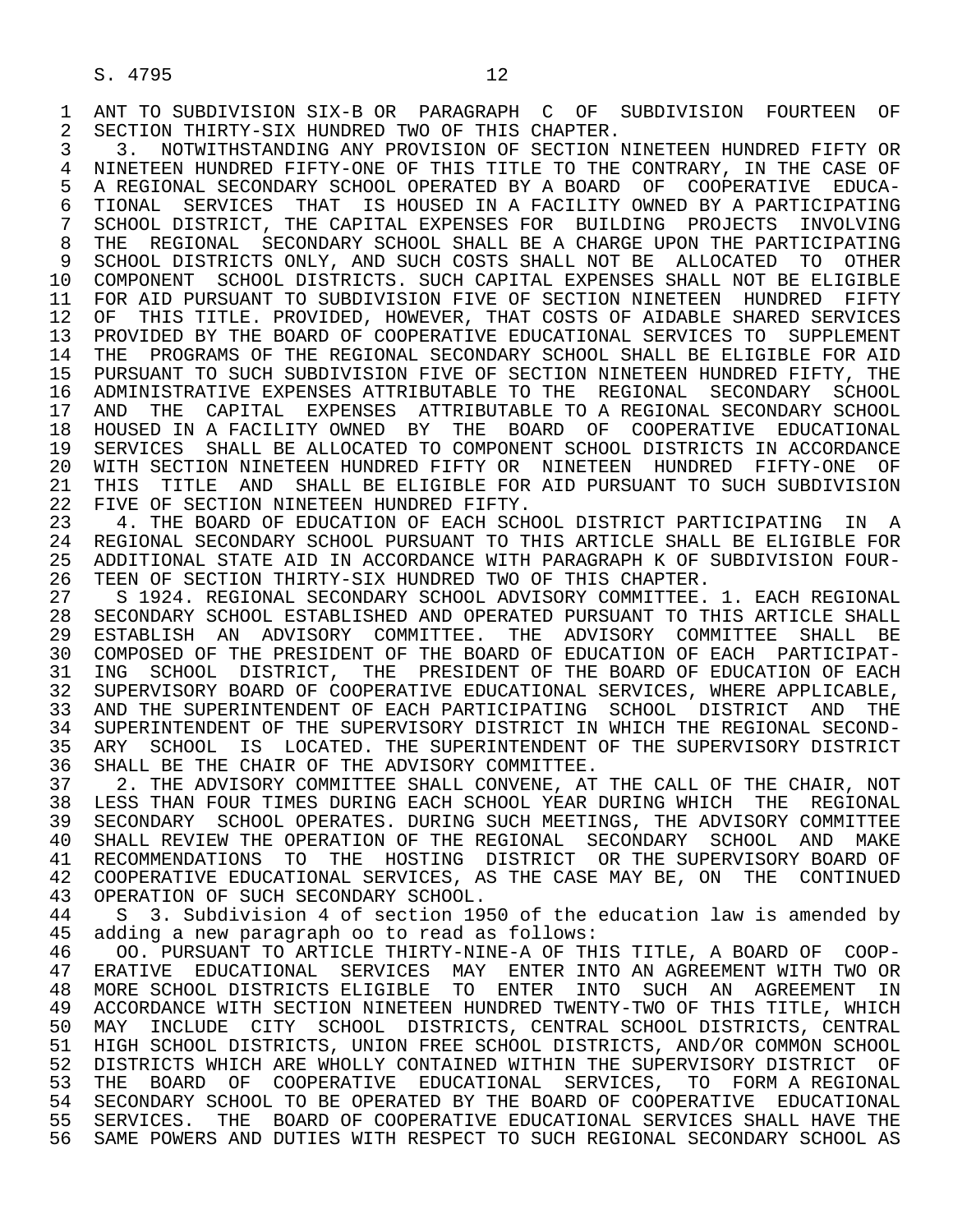ANT TO SUBDIVISION SIX-B OR PARAGRAPH C OF SUBDIVISION FOURTEEN OF SECTION THIRTY-SIX HUNDRED TWO OF THIS CHAPTER.

3. NOTWITHSTANDING ANY PROVISION OF SECTION NINETEEN HUNDRED FIFTY OR NINETEEN HUNDRED FIFTY-ONE OF THIS TITLE TO THE CONTRARY, IN THE CASE OF A REGIONAL SECONDARY SCHOOL OPERATED BY A BOARD OF COOPERATIVE EDUCATIONAL SERVICES THAT IS HOUSED IN A FACILITY OWNED BY A PARTICIPATING SCHOOL DISTRICT, THE CAPITAL EXPENSES FOR BUILDING PROJECTS INVOLVING THE REGIONAL SECONDARY SCHOOL SHALL BE A CHARGE UPON THE PARTICIPATING SCHOOL DISTRICTS ONLY, AND SUCH COSTS SHALL NOT BE ALLOCATED TO OTHER COMPONENT SCHOOL DISTRICTS. SUCH CAPITAL EXPENSES SHALL NOT BE ELIGIBLE FOR AID PURSUANT TO SUBDIVISION FIVE OF SECTION NINETEEN HUNDRED FIFTY OF THIS TITLE. PROVIDED, HOWEVER, THAT COSTS OF AIDABLE SHARED SERVICES PROVIDED BY THE BOARD OF COOPERATIVE EDUCATIONAL SERVICES TO SUPPLEMENT THE PROGRAMS OF THE REGIONAL SECONDARY SCHOOL SHALL BE ELIGIBLE FOR AID PURSUANT TO SUCH SUBDIVISION FIVE OF SECTION NINETEEN HUNDRED FIFTY, THE ADMINISTRATIVE EXPENSES ATTRIBUTABLE TO THE REGIONAL SECONDARY SCHOOL AND THE CAPITAL EXPENSES ATTRIBUTABLE TO A REGIONAL SECONDARY SCHOOL HOUSED IN A FACILITY OWNED BY THE BOARD OF COOPERATIVE EDUCATIONAL SERVICES SHALL BE ALLOCATED TO COMPONENT SCHOOL DISTRICTS IN ACCORDANCE WITH SECTION NINETEEN HUNDRED FIFTY OR NINETEEN HUNDRED FIFTY-ONE OF THIS TITLE AND SHALL BE ELIGIBLE FOR AID PURSUANT TO SUCH SUBDIVISION FIVE OF SECTION NINETEEN HUNDRED FIFTY.

4. THE BOARD OF EDUCATION OF EACH SCHOOL DISTRICT PARTICIPATING IN A REGIONAL SECONDARY SCHOOL PURSUANT TO THIS ARTICLE SHALL BE ELIGIBLE FOR ADDITIONAL STATE AID IN ACCORDANCE WITH PARAGRAPH K OF SUBDIVISION FOURTEEN OF SECTION THIRTY-SIX HUNDRED TWO OF THIS CHAPTER.

S 1924. REGIONAL SECONDARY SCHOOL ADVISORY COMMITTEE. 1. EACH REGIONAL SECONDARY SCHOOL ESTABLISHED AND OPERATED PURSUANT TO THIS ARTICLE SHALL ESTABLISH AN ADVISORY COMMITTEE. THE ADVISORY COMMITTEE SHALL BE COMPOSED OF THE PRESIDENT OF THE BOARD OF EDUCATION OF EACH PARTICIPATING SCHOOL DISTRICT, THE PRESIDENT OF THE BOARD OF EDUCATION OF EACH SUPERVISORY BOARD OF COOPERATIVE EDUCATIONAL SERVICES, WHERE APPLICABLE, AND THE SUPERINTENDENT OF EACH PARTICIPATING SCHOOL DISTRICT AND THE SUPERINTENDENT OF THE SUPERVISORY DISTRICT IN WHICH THE REGIONAL SECONDARY SCHOOL IS LOCATED. THE SUPERINTENDENT OF THE SUPERVISORY DISTRICT SHALL BE THE CHAIR OF THE ADVISORY COMMITTEE.

2. THE ADVISORY COMMITTEE SHALL CONVENE, AT THE CALL OF THE CHAIR, NOT LESS THAN FOUR TIMES DURING EACH SCHOOL YEAR DURING WHICH THE REGIONAL SECONDARY SCHOOL OPERATES. DURING SUCH MEETINGS, THE ADVISORY COMMITTEE SHALL REVIEW THE OPERATION OF THE REGIONAL SECONDARY SCHOOL AND MAKE RECOMMENDATIONS TO THE HOSTING DISTRICT OR THE SUPERVISORY BOARD OF COOPERATIVE EDUCATIONAL SERVICES, AS THE CASE MAY BE, ON THE CONTINUED OPERATION OF SUCH SECONDARY SCHOOL.

S 3. Subdivision 4 of section 1950 of the education law is amended by adding a new paragraph oo to read as follows:

OO. PURSUANT TO ARTICLE THIRTY-NINE-A OF THIS TITLE, A BOARD OF COOPERATIVE EDUCATIONAL SERVICES MAY ENTER INTO AN AGREEMENT WITH TWO OR MORE SCHOOL DISTRICTS ELIGIBLE TO ENTER INTO SUCH AN AGREEMENT IN ACCORDANCE WITH SECTION NINETEEN HUNDRED TWENTY-TWO OF THIS TITLE, WHICH MAY INCLUDE CITY SCHOOL DISTRICTS, CENTRAL SCHOOL DISTRICTS, CENTRAL HIGH SCHOOL DISTRICTS, UNION FREE SCHOOL DISTRICTS, AND/OR COMMON SCHOOL DISTRICTS WHICH ARE WHOLLY CONTAINED WITHIN THE SUPERVISORY DISTRICT OF THE BOARD OF COOPERATIVE EDUCATIONAL SERVICES, TO FORM A REGIONAL SECONDARY SCHOOL TO BE OPERATED BY THE BOARD OF COOPERATIVE EDUCATIONAL SERVICES. THE BOARD OF COOPERATIVE EDUCATIONAL SERVICES SHALL HAVE THE SAME POWERS AND DUTIES WITH RESPECT TO SUCH REGIONAL SECONDARY SCHOOL AS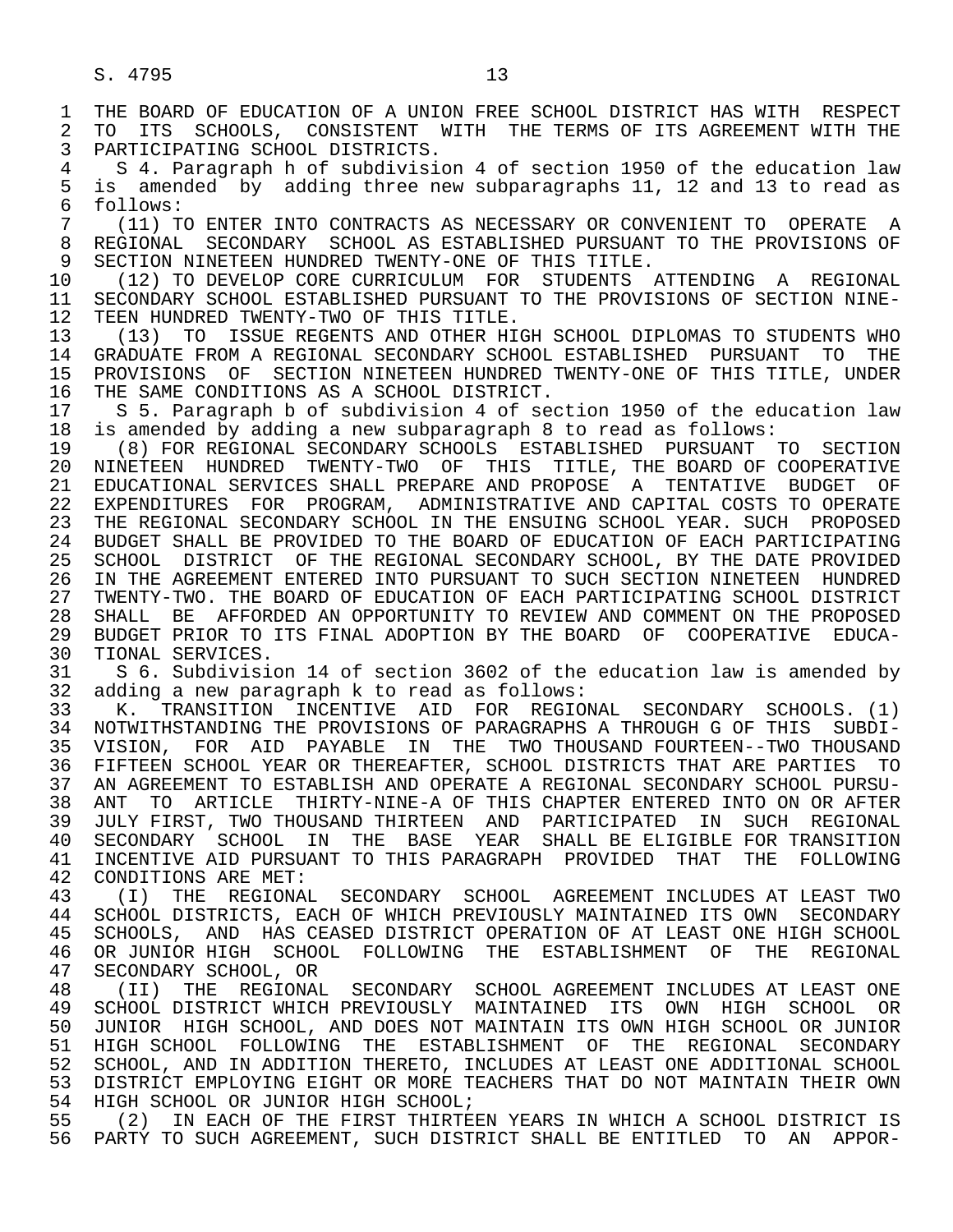THE BOARD OF EDUCATION OF A UNION FREE SCHOOL DISTRICT HAS WITH RESPECT TO ITS SCHOOLS, CONSISTENT WITH THE TERMS OF ITS AGREEMENT WITH THE PARTICIPATING SCHOOL DISTRICTS.

S 4. Paragraph h of subdivision 4 of section 1950 of the education law is amended by adding three new subparagraphs 11, 12 and 13 to read as follows:

(11) TO ENTER INTO CONTRACTS AS NECESSARY OR CONVENIENT TO OPERATE A REGIONAL SECONDARY SCHOOL AS ESTABLISHED PURSUANT TO THE PROVISIONS OF SECTION NINETEEN HUNDRED TWENTY-ONE OF THIS TITLE.

(12) TO DEVELOP CORE CURRICULUM FOR STUDENTS ATTENDING A REGIONAL SECONDARY SCHOOL ESTABLISHED PURSUANT TO THE PROVISIONS OF SECTION NINETEEN HUNDRED TWENTY-TWO OF THIS TITLE.

(13) TO ISSUE REGENTS AND OTHER HIGH SCHOOL DIPLOMAS TO STUDENTS WHO GRADUATE FROM A REGIONAL SECONDARY SCHOOL ESTABLISHED PURSUANT TO THE PROVISIONS OF SECTION NINETEEN HUNDRED TWENTY-ONE OF THIS TITLE, UNDER THE SAME CONDITIONS AS A SCHOOL DISTRICT.

S 5. Paragraph b of subdivision 4 of section 1950 of the education law is amended by adding a new subparagraph 8 to read as follows:

(8) FOR REGIONAL SECONDARY SCHOOLS ESTABLISHED PURSUANT TO SECTION NINETEEN HUNDRED TWENTY-TWO OF THIS TITLE, THE BOARD OF COOPERATIVE EDUCATIONAL SERVICES SHALL PREPARE AND PROPOSE A TENTATIVE BUDGET OF EXPENDITURES FOR PROGRAM, ADMINISTRATIVE AND CAPITAL COSTS TO OPERATE THE REGIONAL SECONDARY SCHOOL IN THE ENSUING SCHOOL YEAR. SUCH PROPOSED BUDGET SHALL BE PROVIDED TO THE BOARD OF EDUCATION OF EACH PARTICIPATING SCHOOL DISTRICT OF THE REGIONAL SECONDARY SCHOOL, BY THE DATE PROVIDED IN THE AGREEMENT ENTERED INTO PURSUANT TO SUCH SECTION NINETEEN HUNDRED TWENTY-TWO. THE BOARD OF EDUCATION OF EACH PARTICIPATING SCHOOL DISTRICT SHALL BE AFFORDED AN OPPORTUNITY TO REVIEW AND COMMENT ON THE PROPOSED BUDGET PRIOR TO ITS FINAL ADOPTION BY THE BOARD OF COOPERATIVE EDUCATIONAL SERVICES.

S 6. Subdivision 14 of section 3602 of the education law is amended by adding a new paragraph k to read as follows:

K. TRANSITION INCENTIVE AID FOR REGIONAL SECONDARY SCHOOLS. (1) NOTWITHSTANDING THE PROVISIONS OF PARAGRAPHS A THROUGH G OF THIS SUBDIVISION, FOR AID PAYABLE IN THE TWO THOUSAND FOURTEEN--TWO THOUSAND FIFTEEN SCHOOL YEAR OR THEREAFTER, SCHOOL DISTRICTS THAT ARE PARTIES TO AN AGREEMENT TO ESTABLISH AND OPERATE A REGIONAL SECONDARY SCHOOL PURSUANT TO ARTICLE THIRTY-NINE-A OF THIS CHAPTER ENTERED INTO ON OR AFTER JULY FIRST, TWO THOUSAND THIRTEEN AND PARTICIPATED IN SUCH REGIONAL SECONDARY SCHOOL IN THE BASE YEAR SHALL BE ELIGIBLE FOR TRANSITION INCENTIVE AID PURSUANT TO THIS PARAGRAPH PROVIDED THAT THE FOLLOWING CONDITIONS ARE MET:

(I) THE REGIONAL SECONDARY SCHOOL AGREEMENT INCLUDES AT LEAST TWO SCHOOL DISTRICTS, EACH OF WHICH PREVIOUSLY MAINTAINED ITS OWN SECONDARY SCHOOLS, AND HAS CEASED DISTRICT OPERATION OF AT LEAST ONE HIGH SCHOOL OR JUNIOR HIGH SCHOOL FOLLOWING THE ESTABLISHMENT OF THE REGIONAL SECONDARY SCHOOL, OR

(II) THE REGIONAL SECONDARY SCHOOL AGREEMENT INCLUDES AT LEAST ONE SCHOOL DISTRICT WHICH PREVIOUSLY MAINTAINED ITS OWN HIGH SCHOOL OR JUNIOR HIGH SCHOOL, AND DOES NOT MAINTAIN ITS OWN HIGH SCHOOL OR JUNIOR HIGH SCHOOL FOLLOWING THE ESTABLISHMENT OF THE REGIONAL SECONDARY SCHOOL, AND IN ADDITION THERETO, INCLUDES AT LEAST ONE ADDITIONAL SCHOOL DISTRICT EMPLOYING EIGHT OR MORE TEACHERS THAT DO NOT MAINTAIN THEIR OWN HIGH SCHOOL OR JUNIOR HIGH SCHOOL;

(2) IN EACH OF THE FIRST THIRTEEN YEARS IN WHICH A SCHOOL DISTRICT IS PARTY TO SUCH AGREEMENT, SUCH DISTRICT SHALL BE ENTITLED TO AN APPOR-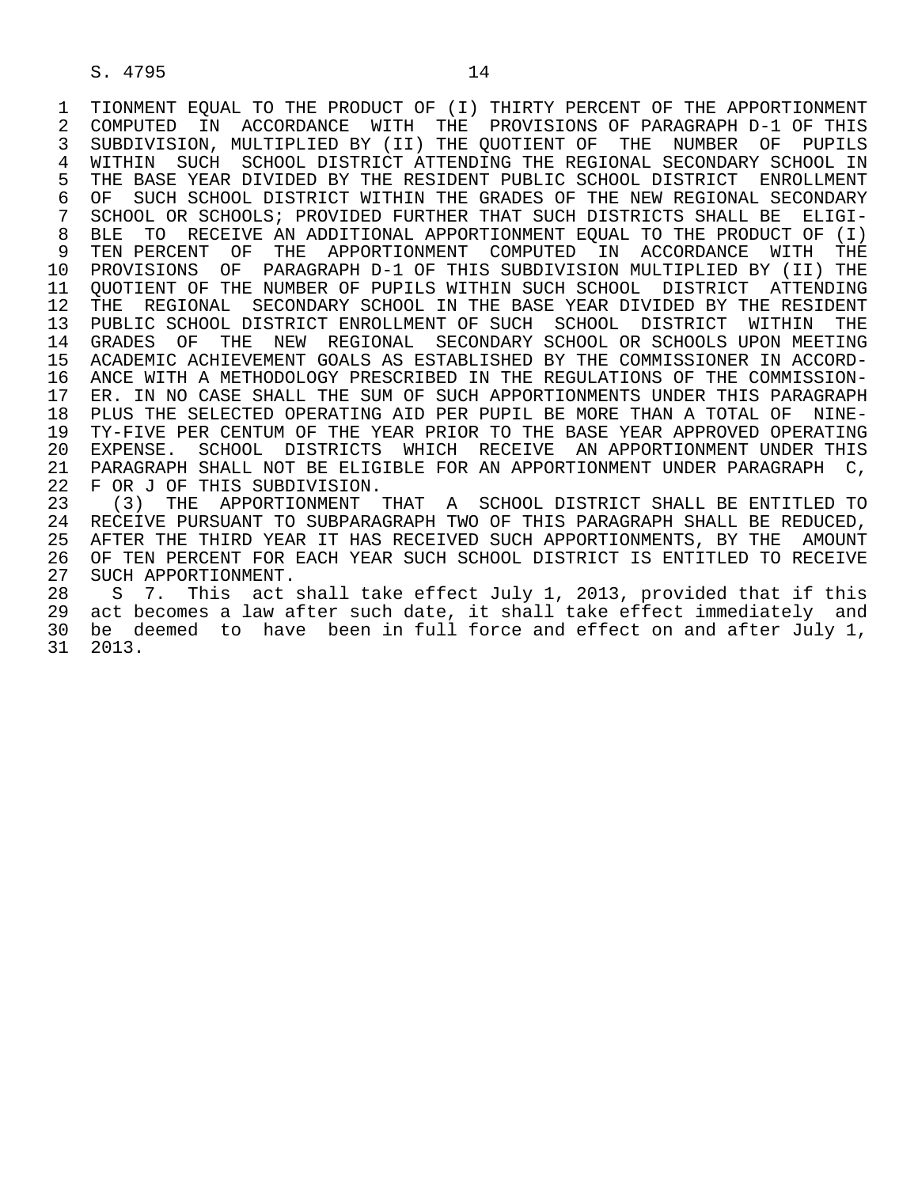TIONMENT EQUAL TO THE PRODUCT OF (I) THIRTY PERCENT OF THE APPORTIONMENT COMPUTED IN ACCORDANCE WITH THE PROVISIONS OF PARAGRAPH D-1 OF THIS SUBDIVISION, MULTIPLIED BY (II) THE QUOTIENT OF THE NUMBER OF PUPILS WITHIN SUCH SCHOOL DISTRICT ATTENDING THE REGIONAL SECONDARY SCHOOL IN THE BASE YEAR DIVIDED BY THE RESIDENT PUBLIC SCHOOL DISTRICT ENROLLMENT OF SUCH SCHOOL DISTRICT WITHIN THE GRADES OF THE NEW REGIONAL SECONDARY SCHOOL OR SCHOOLS; PROVIDED FURTHER THAT SUCH DISTRICTS SHALL BE ELIGIBLE TO RECEIVE AN ADDITIONAL APPORTIONMENT EQUAL TO THE PRODUCT OF (I) TEN PERCENT OF THE APPORTIONMENT COMPUTED IN ACCORDANCE WITH THE PROVISIONS OF PARAGRAPH D-1 OF THIS SUBDIVISION MULTIPLIED BY (II) THE QUOTIENT OF THE NUMBER OF PUPILS WITHIN SUCH SCHOOL DISTRICT ATTENDING THE REGIONAL SECONDARY SCHOOL IN THE BASE YEAR DIVIDED BY THE RESIDENT PUBLIC SCHOOL DISTRICT ENROLLMENT OF SUCH SCHOOL DISTRICT WITHIN THE GRADES OF THE NEW REGIONAL SECONDARY SCHOOL OR SCHOOLS UPON MEETING ACADEMIC ACHIEVEMENT GOALS AS ESTABLISHED BY THE COMMISSIONER IN ACCORDANCE WITH A METHODOLOGY PRESCRIBED IN THE REGULATIONS OF THE COMMISSIONER. IN NO CASE SHALL THE SUM OF SUCH APPORTIONMENTS UNDER THIS PARAGRAPH PLUS THE SELECTED OPERATING AID PER PUPIL BE MORE THAN A TOTAL OF NINETY-FIVE PER CENTUM OF THE YEAR PRIOR TO THE BASE YEAR APPROVED OPERATING EXPENSE. SCHOOL DISTRICTS WHICH RECEIVE AN APPORTIONMENT UNDER THIS PARAGRAPH SHALL NOT BE ELIGIBLE FOR AN APPORTIONMENT UNDER PARAGRAPH C, F OR J OF THIS SUBDIVISION.

(3) THE APPORTIONMENT THAT A SCHOOL DISTRICT SHALL BE ENTITLED TO RECEIVE PURSUANT TO SUBPARAGRAPH TWO OF THIS PARAGRAPH SHALL BE REDUCED, AFTER THE THIRD YEAR IT HAS RECEIVED SUCH APPORTIONMENTS, BY THE AMOUNT OF TEN PERCENT FOR EACH YEAR SUCH SCHOOL DISTRICT IS ENTITLED TO RECEIVE SUCH APPORTIONMENT.

S 7. This act shall take effect July 1, 2013, provided that if this act becomes a law after such date, it shall take effect immediately and be deemed to have been in full force and effect on and after July 1, 2013.